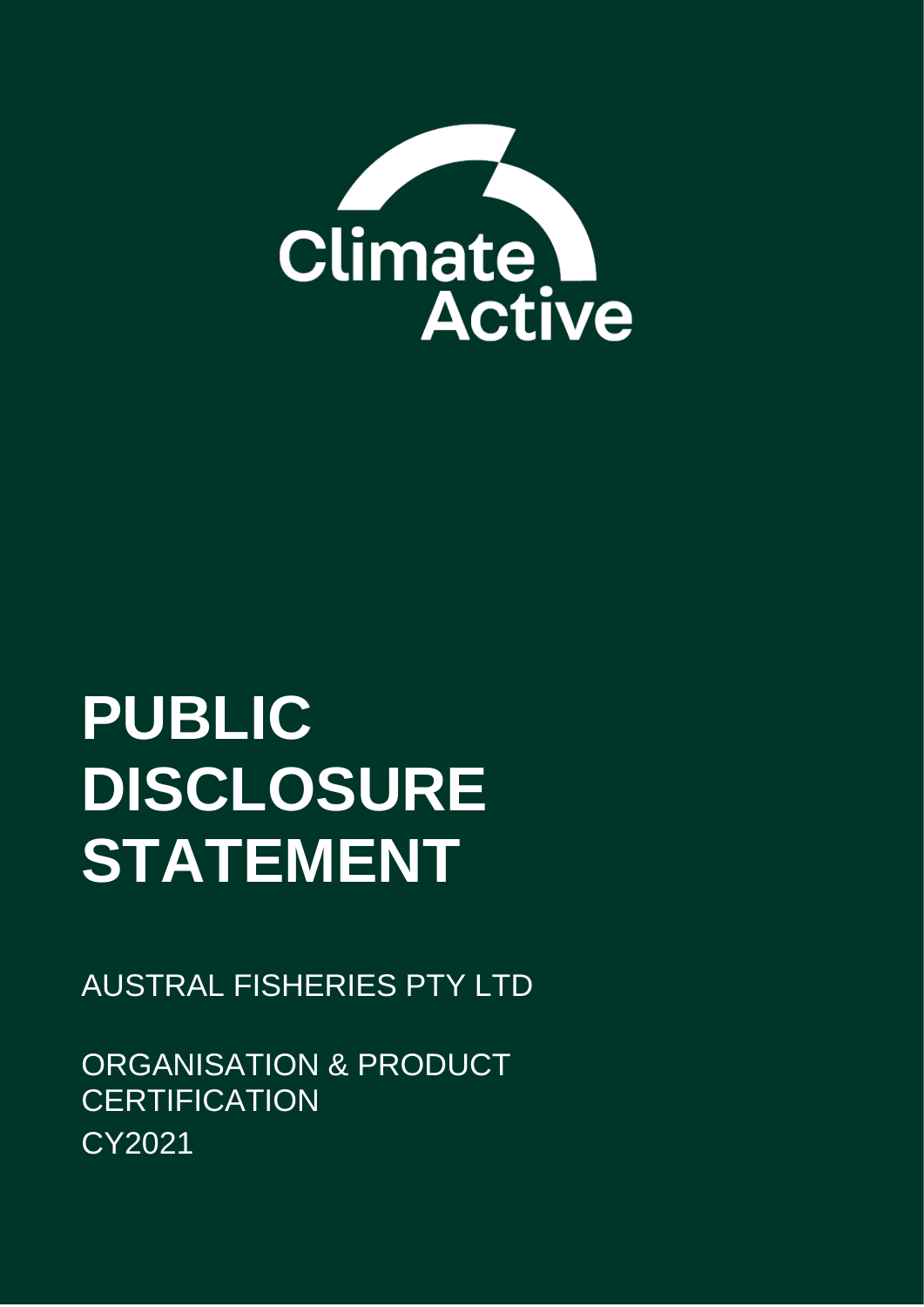Climate Active

# PUBLIC DISCLOSURE STATEMENT

AUSTRAL FISHERIES PTY LTD

ORGANISATION & PRODUCT CERTIFICATION

CY2021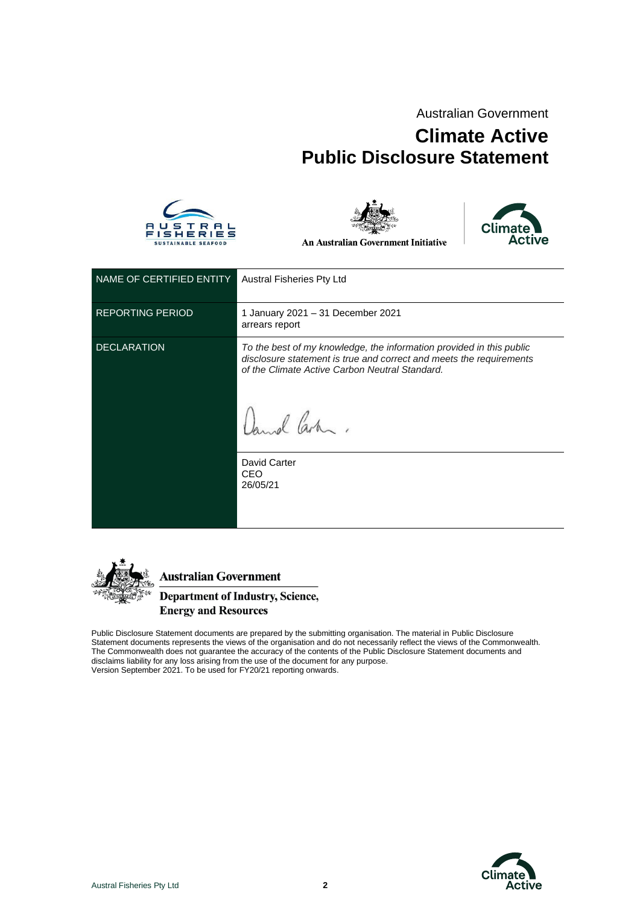Australian Government

# Climate Active
# Public Disclosure Statement

An Australian Government Initiative

| NAME OF CERTIFIED ENTITY | Austral Fisheries Pty Ltd |
|---|---|
| REPORTING PERIOD | 1 January 2021 – 31 December 2021<br>arrears report |
| DECLARATION | *To the best of my knowledge, the information provided in this public disclosure statement is true and correct and meets the requirements of the Climate Active Carbon Neutral Standard.*<br><br>David Carter<br>CEO<br>26/05/21 |

**Australian Government**
**Department of Industry, Science, Energy and Resources**

Public Disclosure Statement documents are prepared by the submitting organisation. The material in Public Disclosure Statement documents represents the views of the organisation and do not necessarily reflect the views of the Commonwealth. The Commonwealth does not guarantee the accuracy of the contents of the Public Disclosure Statement documents and disclaims liability for any loss arising from the use of the document for any purpose.
Version September 2021. To be used for FY20/21 reporting onwards.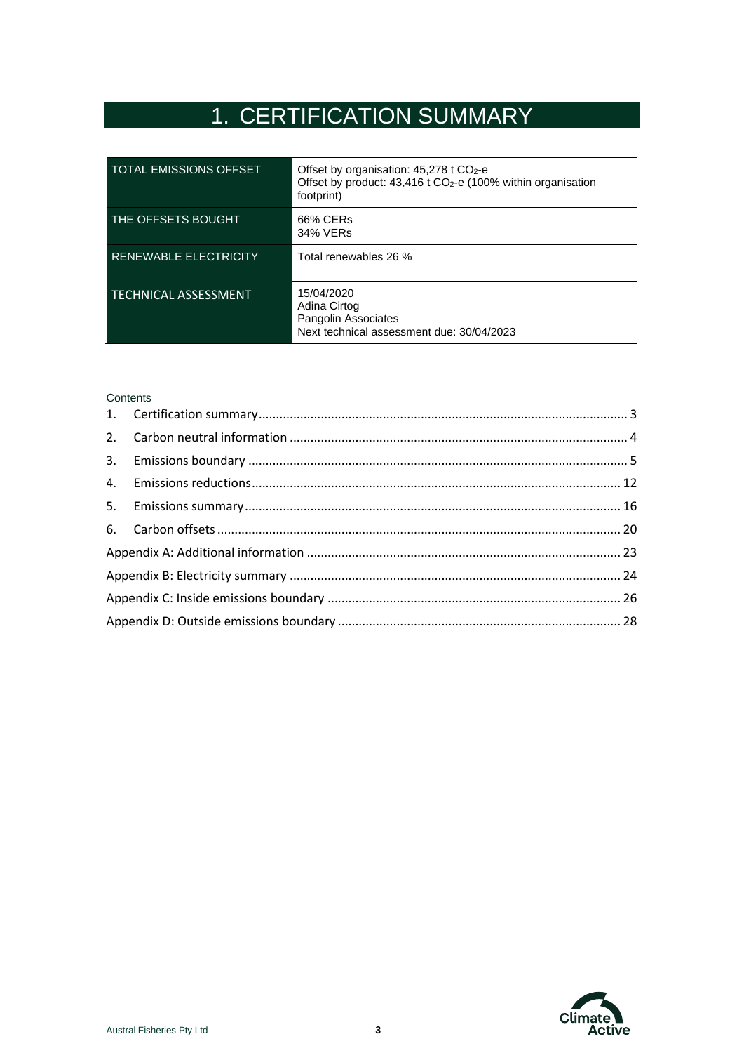# 1. CERTIFICATION SUMMARY

| TOTAL EMISSIONS OFFSET | Offset by organisation: 45,278 t $CO_2$-e<br>Offset by product: 43,416 t $CO_2$-e (100% within organisation footprint) |
|---|---|
| THE OFFSETS BOUGHT | 66% CERs<br>34% VERs |
| RENEWABLE ELECTRICITY | Total renewables 26 % |
| TECHNICAL ASSESSMENT | 15/04/2020<br>Adina Cirtog<br>Pangolin Associates<br>Next technical assessment due: 30/04/2023 |

Contents

1. Certification summary .......... 3
2. Carbon neutral information .......... 4
3. Emissions boundary .......... 5
4. Emissions reductions .......... 12
5. Emissions summary .......... 16
6. Carbon offsets .......... 20

Appendix A: Additional information .......... 23

Appendix B: Electricity summary .......... 24

Appendix C: Inside emissions boundary .......... 26

Appendix D: Outside emissions boundary .......... 28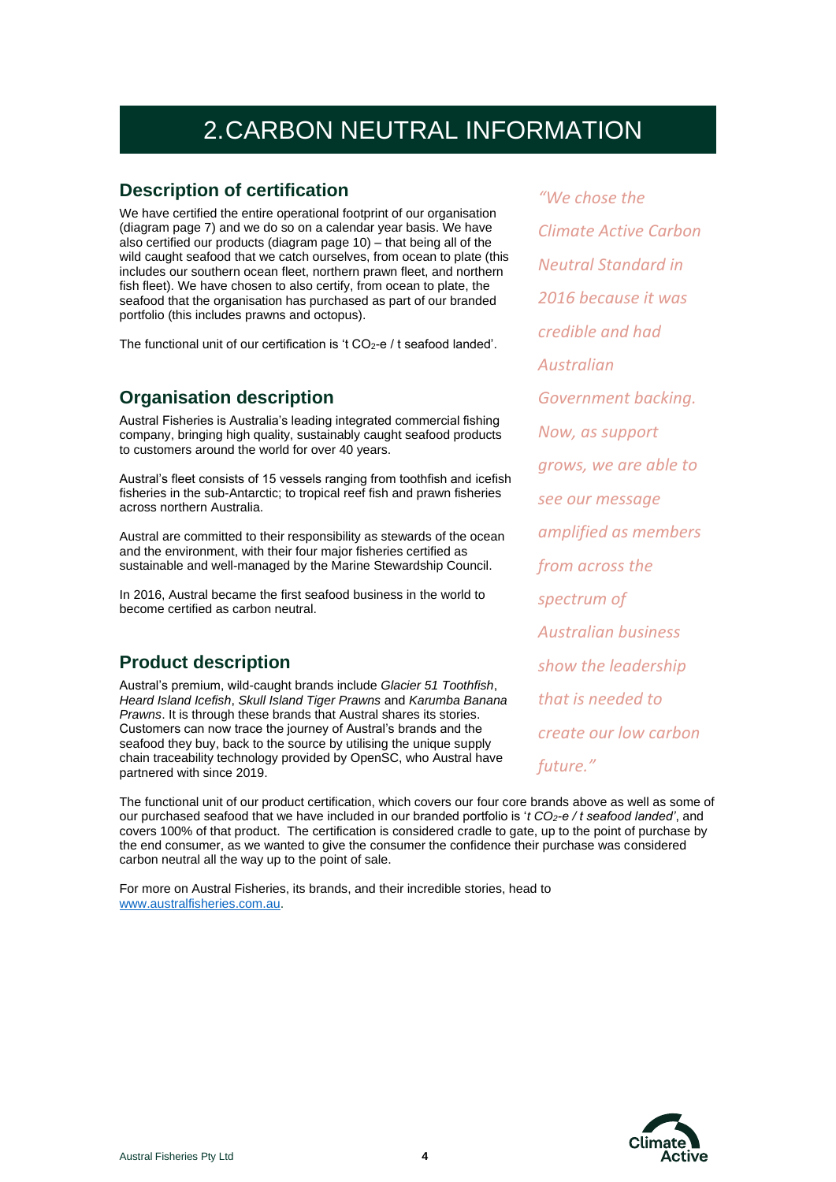# 2. CARBON NEUTRAL INFORMATION

## Description of certification

We have certified the entire operational footprint of our organisation (diagram page 7) and we do so on a calendar year basis. We have also certified our products (diagram page 10) – that being all of the wild caught seafood that we catch ourselves, from ocean to plate (this includes our southern ocean fleet, northern prawn fleet, and northern fish fleet). We have chosen to also certify, from ocean to plate, the seafood that the organisation has purchased as part of our branded portfolio (this includes prawns and octopus).

The functional unit of our certification is 't $CO_2$-e / t seafood landed'.

*"We chose the Climate Active Carbon Neutral Standard in 2016 because it was credible and had Australian Government backing. Now, as support grows, we are able to see our message amplified as members from across the spectrum of Australian business show the leadership that is needed to create our low carbon future."*

## Organisation description

Austral Fisheries is Australia's leading integrated commercial fishing company, bringing high quality, sustainably caught seafood products to customers around the world for over 40 years.

Austral's fleet consists of 15 vessels ranging from toothfish and icefish fisheries in the sub-Antarctic; to tropical reef fish and prawn fisheries across northern Australia.

Austral are committed to their responsibility as stewards of the ocean and the environment, with their four major fisheries certified as sustainable and well-managed by the Marine Stewardship Council.

In 2016, Austral became the first seafood business in the world to become certified as carbon neutral.

## Product description

Austral's premium, wild-caught brands include *Glacier 51 Toothfish*, *Heard Island Icefish*, *Skull Island Tiger Prawns* and *Karumba Banana Prawns*. It is through these brands that Austral shares its stories. Customers can now trace the journey of Austral's brands and the seafood they buy, back to the source by utilising the unique supply chain traceability technology provided by OpenSC, who Austral have partnered with since 2019.

The functional unit of our product certification, which covers our four core brands above as well as some of our purchased seafood that we have included in our branded portfolio is '*t $CO_2$-e / t seafood landed*', and covers 100% of that product. The certification is considered cradle to gate, up to the point of purchase by the end consumer, as we wanted to give the consumer the confidence their purchase was considered carbon neutral all the way up to the point of sale.

For more on Austral Fisheries, its brands, and their incredible stories, head to [www.australfisheries.com.au](http://www.australfisheries.com.au).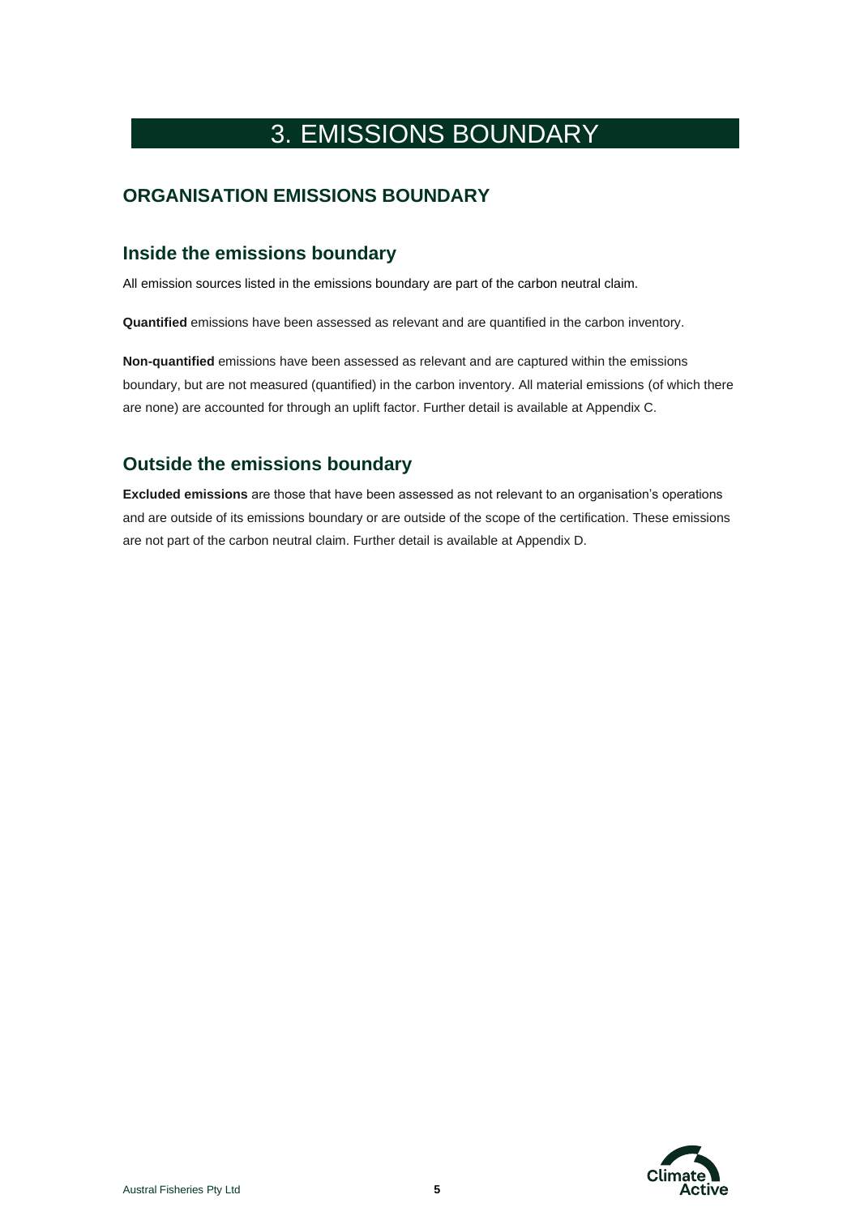# 3. EMISSIONS BOUNDARY

## ORGANISATION EMISSIONS BOUNDARY

### Inside the emissions boundary

All emission sources listed in the emissions boundary are part of the carbon neutral claim.

**Quantified** emissions have been assessed as relevant and are quantified in the carbon inventory.

**Non-quantified** emissions have been assessed as relevant and are captured within the emissions boundary, but are not measured (quantified) in the carbon inventory. All material emissions (of which there are none) are accounted for through an uplift factor. Further detail is available at Appendix C.

### Outside the emissions boundary

**Excluded emissions** are those that have been assessed as not relevant to an organisation's operations and are outside of its emissions boundary or are outside of the scope of the certification. These emissions are not part of the carbon neutral claim. Further detail is available at Appendix D.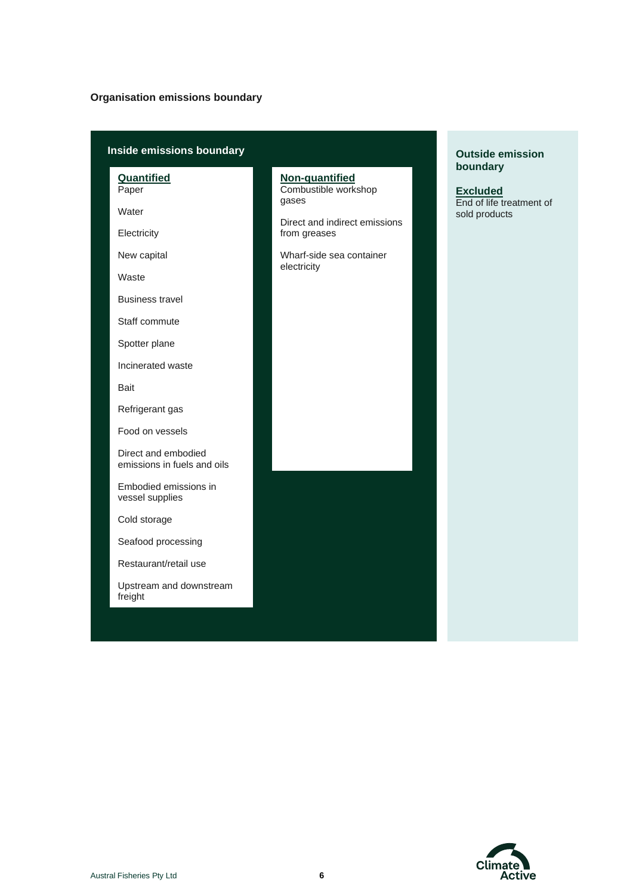### Organisation emissions boundary

#### Inside emissions boundary

**Quantified**

- Paper
- Water
- Electricity
- New capital
- Waste
- Business travel
- Staff commute
- Spotter plane
- Incinerated waste
- Bait
- Refrigerant gas
- Food on vessels
- Direct and embodied emissions in fuels and oils
- Embodied emissions in vessel supplies
- Cold storage
- Seafood processing
- Restaurant/retail use
- Upstream and downstream freight

**Non-quantified**

- Combustible workshop gases
- Direct and indirect emissions from greases
- Wharf-side sea container electricity

#### Outside emission boundary

**Excluded**

- End of life treatment of sold products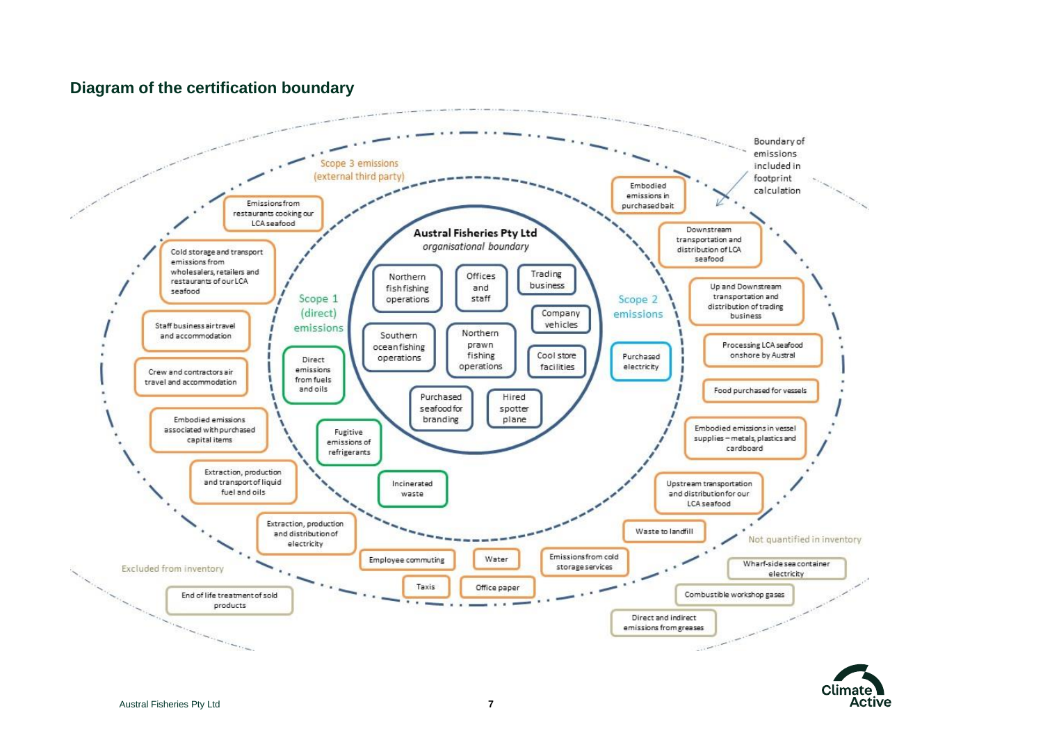## Diagram of the certification boundary

Boundary of emissions included in footprint calculation

**Austral Fisheries Pty Ltd**
*organisational boundary*

- Northern fish fishing operations
- Offices and staff
- Trading business
- Company vehicles
- Southern ocean fishing operations
- Northern prawn fishing operations
- Cool store facilities
- Purchased seafood for branding
- Hired spotter plane

Scope 1 (direct) emissions

- Direct emissions from fuels and oils
- Fugitive emissions of refrigerants
- Incinerated waste

Scope 2 emissions

- Purchased electricity

Scope 3 emissions (external third party)

- Emissions from restaurants cooking our LCA seafood
- Cold storage and transport emissions from wholesalers, retailers and restaurants of our LCA seafood
- Staff business air travel and accommodation
- Crew and contractors air travel and accommodation
- Embodied emissions associated with purchased capital items
- Extraction, production and transport of liquid fuel and oils
- Extraction, production and distribution of electricity
- Employee commuting
- Taxis
- Water
- Office paper
- Emissions from cold storage services
- Waste to landfill
- Upstream transportation and distribution for our LCA seafood
- Embodied emissions in vessel supplies – metals, plastics and cardboard
- Food purchased for vessels
- Processing LCA seafood onshore by Austral
- Up and Downstream transportation and distribution of trading business
- Downstream transportation and distribution of LCA seafood
- Embodied emissions in purchased bait

Not quantified in inventory

- Wharf-side sea container electricity
- Combustible workshop gases
- Direct and indirect emissions from greases

Excluded from inventory

- End of life treatment of sold products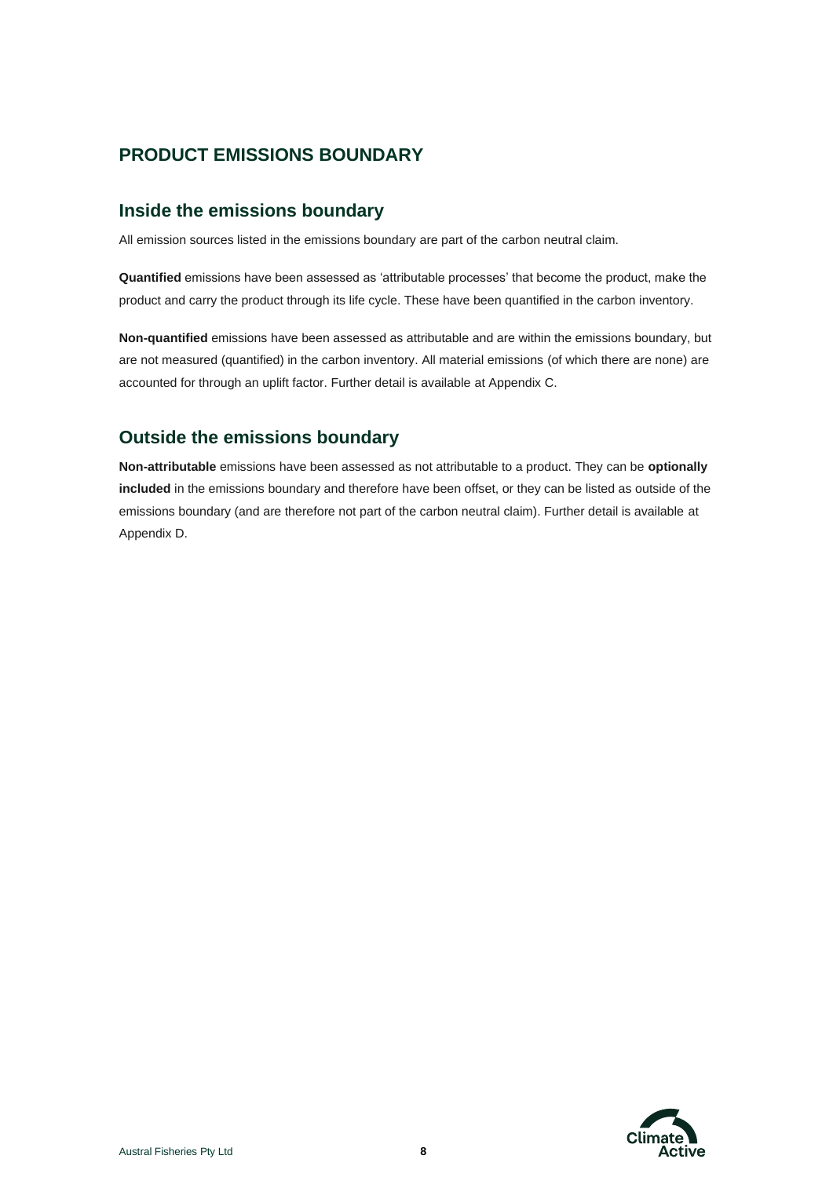# PRODUCT EMISSIONS BOUNDARY

## Inside the emissions boundary

All emission sources listed in the emissions boundary are part of the carbon neutral claim.

**Quantified** emissions have been assessed as 'attributable processes' that become the product, make the product and carry the product through its life cycle. These have been quantified in the carbon inventory.

**Non-quantified** emissions have been assessed as attributable and are within the emissions boundary, but are not measured (quantified) in the carbon inventory. All material emissions (of which there are none) are accounted for through an uplift factor. Further detail is available at Appendix C.

## Outside the emissions boundary

**Non-attributable** emissions have been assessed as not attributable to a product. They can be **optionally included** in the emissions boundary and therefore have been offset, or they can be listed as outside of the emissions boundary (and are therefore not part of the carbon neutral claim). Further detail is available at Appendix D.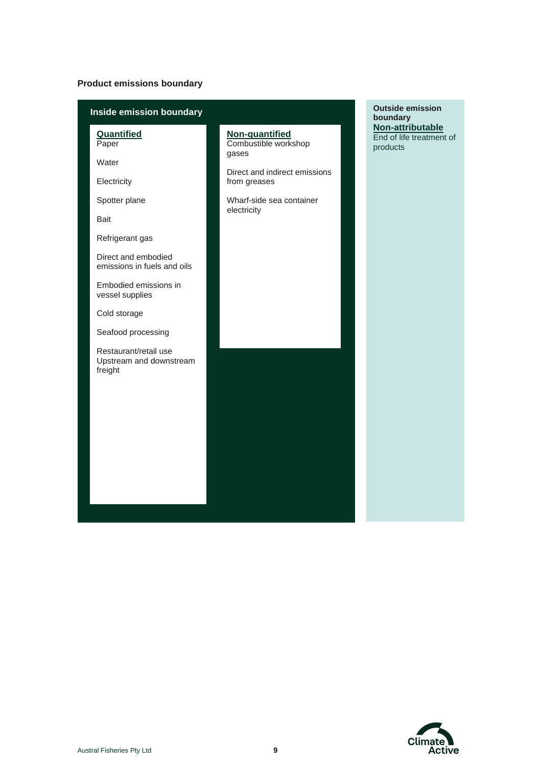**Product emissions boundary**

### Inside emission boundary

**Quantified**

- Paper
- Water
- Electricity
- Spotter plane
- Bait
- Refrigerant gas
- Direct and embodied emissions in fuels and oils
- Embodied emissions in vessel supplies
- Cold storage
- Seafood processing
- Restaurant/retail use
- Upstream and downstream freight

**Non-quantified**

- Combustible workshop gases
- Direct and indirect emissions from greases
- Wharf-side sea container electricity

### Outside emission boundary

**Non-attributable**

- End of life treatment of products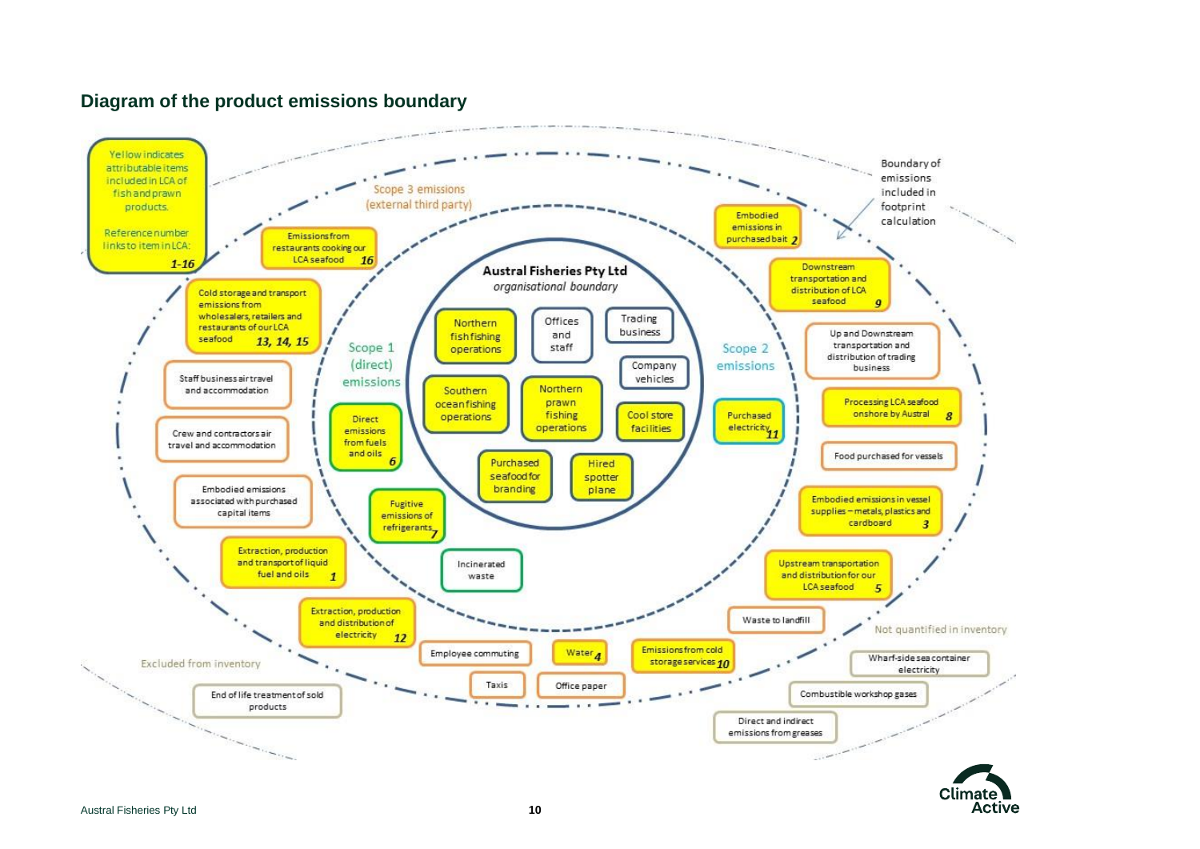## Diagram of the product emissions boundary

Yellow indicates attributable items included in LCA of fish and prawn products.

Reference number links to item in LCA: *1-16*

**Austral Fisheries Pty Ltd**
*organisational boundary*

- Northern fish fishing operations
- Offices and staff
- Trading business
- Company vehicles
- Southern ocean fishing operations
- Northern prawn fishing operations
- Cool store facilities
- Purchased seafood for branding
- Hired spotter plane

Scope 1 (direct) emissions

- Direct emissions from fuels and oils *6*
- Fugitive emissions of refrigerants *7*
- Incinerated waste

Scope 2 emissions

- Purchased electricity *11*

Scope 3 emissions (external third party)

- Emissions from restaurants cooking our LCA seafood *16*
- Cold storage and transport emissions from wholesalers, retailers and restaurants of our LCA seafood *13, 14, 15*
- Staff business air travel and accommodation
- Crew and contractors air travel and accommodation
- Embodied emissions associated with purchased capital items
- Extraction, production and transport of liquid fuel and oils *1*
- Extraction, production and distribution of electricity *12*
- Employee commuting
- Water *4*
- Emissions from cold storage services *10*
- Taxis
- Office paper
- Waste to landfill
- Upstream transportation and distribution for our LCA seafood *5*
- Embodied emissions in vessel supplies – metals, plastics and cardboard *3*
- Food purchased for vessels
- Processing LCA seafood onshore by Austral *8*
- Up and Downstream transportation and distribution of trading business
- Downstream transportation and distribution of LCA seafood *9*
- Embodied emissions in purchased bait *2*

Boundary of emissions included in footprint calculation

Not quantified in inventory

- Wharf-side sea container electricity
- Combustible workshop gases
- Direct and indirect emissions from greases

Excluded from inventory

- End of life treatment of sold products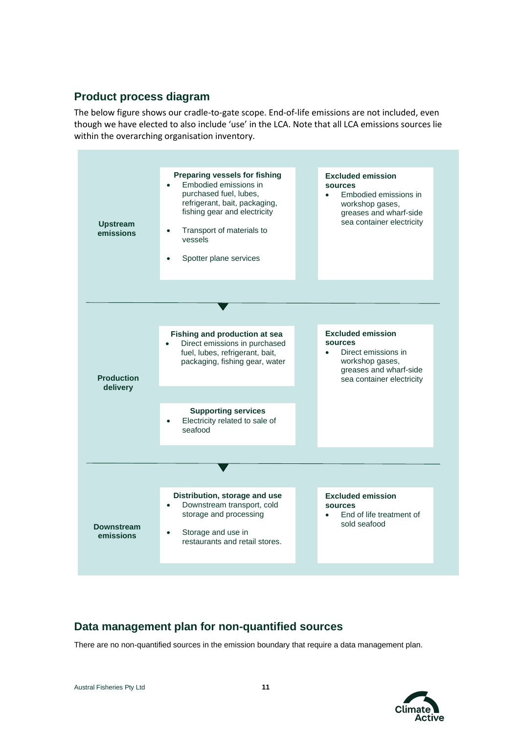## Product process diagram

The below figure shows our cradle-to-gate scope. End-of-life emissions are not included, even though we have elected to also include 'use' in the LCA. Note that all LCA emissions sources lie within the overarching organisation inventory.

**Upstream emissions**

**Preparing vessels for fishing**

- Embodied emissions in purchased fuel, lubes, refrigerant, bait, packaging, fishing gear and electricity
- Transport of materials to vessels
- Spotter plane services

**Excluded emission sources**

- Embodied emissions in workshop gases, greases and wharf-side sea container electricity

**Production delivery**

**Fishing and production at sea**

- Direct emissions in purchased fuel, lubes, refrigerant, bait, packaging, fishing gear, water

**Supporting services**

- Electricity related to sale of seafood

**Excluded emission sources**

- Direct emissions in workshop gases, greases and wharf-side sea container electricity

**Downstream emissions**

**Distribution, storage and use**

- Downstream transport, cold storage and processing
- Storage and use in restaurants and retail stores.

**Excluded emission sources**

- End of life treatment of sold seafood

## Data management plan for non-quantified sources

There are no non-quantified sources in the emission boundary that require a data management plan.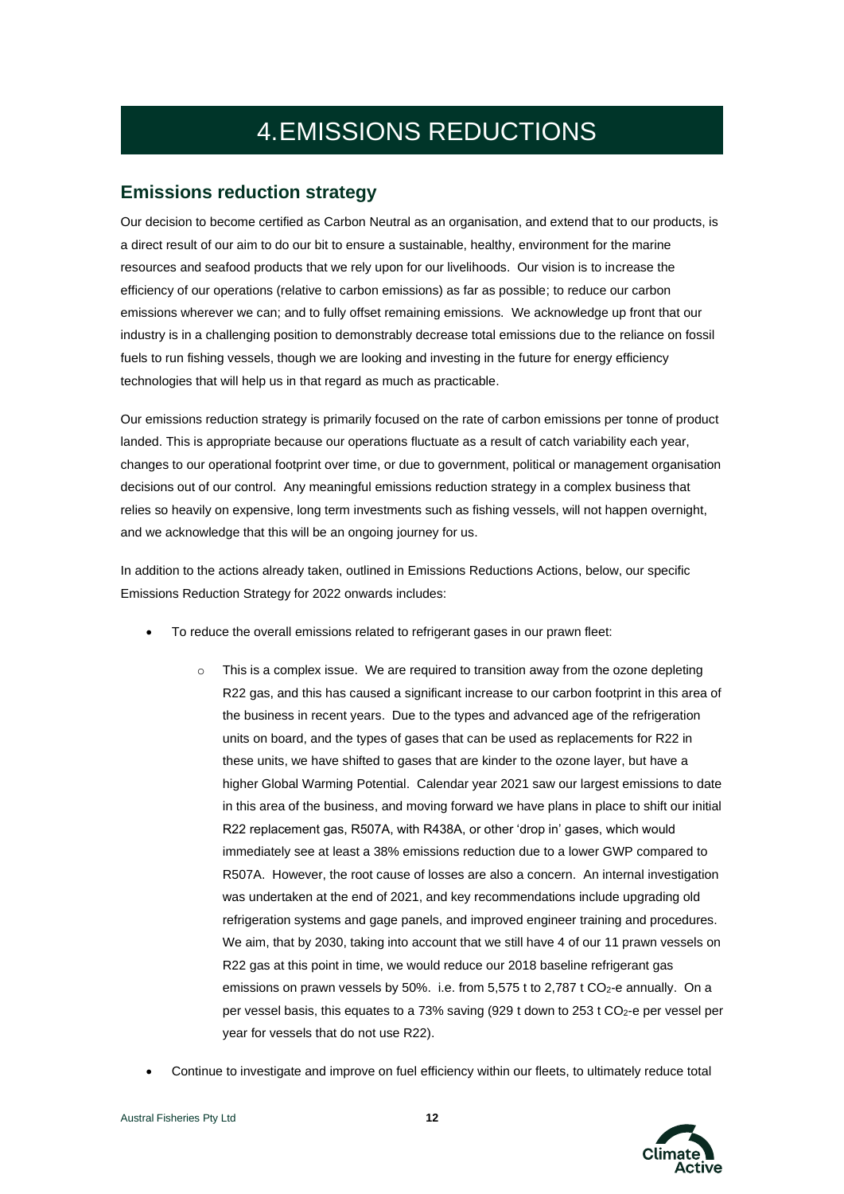# 4. EMISSIONS REDUCTIONS

## Emissions reduction strategy

Our decision to become certified as Carbon Neutral as an organisation, and extend that to our products, is a direct result of our aim to do our bit to ensure a sustainable, healthy, environment for the marine resources and seafood products that we rely upon for our livelihoods. Our vision is to increase the efficiency of our operations (relative to carbon emissions) as far as possible; to reduce our carbon emissions wherever we can; and to fully offset remaining emissions. We acknowledge up front that our industry is in a challenging position to demonstrably decrease total emissions due to the reliance on fossil fuels to run fishing vessels, though we are looking and investing in the future for energy efficiency technologies that will help us in that regard as much as practicable.

Our emissions reduction strategy is primarily focused on the rate of carbon emissions per tonne of product landed. This is appropriate because our operations fluctuate as a result of catch variability each year, changes to our operational footprint over time, or due to government, political or management organisation decisions out of our control. Any meaningful emissions reduction strategy in a complex business that relies so heavily on expensive, long term investments such as fishing vessels, will not happen overnight, and we acknowledge that this will be an ongoing journey for us.

In addition to the actions already taken, outlined in Emissions Reductions Actions, below, our specific Emissions Reduction Strategy for 2022 onwards includes:

- To reduce the overall emissions related to refrigerant gases in our prawn fleet:
    - This is a complex issue. We are required to transition away from the ozone depleting R22 gas, and this has caused a significant increase to our carbon footprint in this area of the business in recent years. Due to the types and advanced age of the refrigeration units on board, and the types of gases that can be used as replacements for R22 in these units, we have shifted to gases that are kinder to the ozone layer, but have a higher Global Warming Potential. Calendar year 2021 saw our largest emissions to date in this area of the business, and moving forward we have plans in place to shift our initial R22 replacement gas, R507A, with R438A, or other 'drop in' gases, which would immediately see at least a 38% emissions reduction due to a lower GWP compared to R507A. However, the root cause of losses are also a concern. An internal investigation was undertaken at the end of 2021, and key recommendations include upgrading old refrigeration systems and gage panels, and improved engineer training and procedures. We aim, that by 2030, taking into account that we still have 4 of our 11 prawn vessels on R22 gas at this point in time, we would reduce our 2018 baseline refrigerant gas emissions on prawn vessels by 50%. i.e. from 5,575 t to 2,787 t $CO_2$-e annually. On a per vessel basis, this equates to a 73% saving (929 t down to 253 t $CO_2$-e per vessel per year for vessels that do not use R22).
- Continue to investigate and improve on fuel efficiency within our fleets, to ultimately reduce total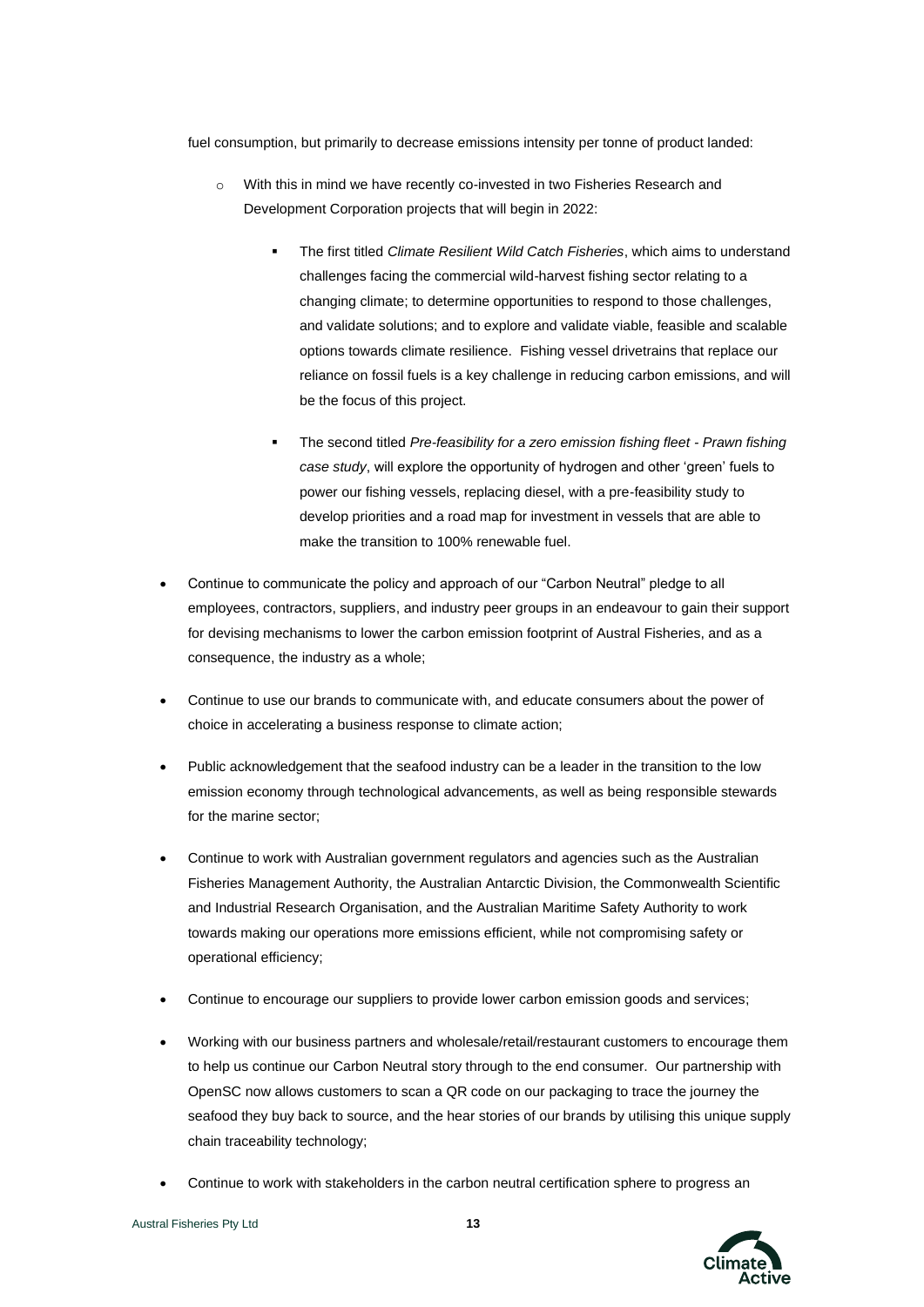fuel consumption, but primarily to decrease emissions intensity per tonne of product landed:

- With this in mind we have recently co-invested in two Fisheries Research and Development Corporation projects that will begin in 2022:
  - The first titled *Climate Resilient Wild Catch Fisheries*, which aims to understand challenges facing the commercial wild-harvest fishing sector relating to a changing climate; to determine opportunities to respond to those challenges, and validate solutions; and to explore and validate viable, feasible and scalable options towards climate resilience. Fishing vessel drivetrains that replace our reliance on fossil fuels is a key challenge in reducing carbon emissions, and will be the focus of this project.
  - The second titled *Pre-feasibility for a zero emission fishing fleet - Prawn fishing case study*, will explore the opportunity of hydrogen and other 'green' fuels to power our fishing vessels, replacing diesel, with a pre-feasibility study to develop priorities and a road map for investment in vessels that are able to make the transition to 100% renewable fuel.

- Continue to communicate the policy and approach of our "Carbon Neutral" pledge to all employees, contractors, suppliers, and industry peer groups in an endeavour to gain their support for devising mechanisms to lower the carbon emission footprint of Austral Fisheries, and as a consequence, the industry as a whole;
- Continue to use our brands to communicate with, and educate consumers about the power of choice in accelerating a business response to climate action;
- Public acknowledgement that the seafood industry can be a leader in the transition to the low emission economy through technological advancements, as well as being responsible stewards for the marine sector;
- Continue to work with Australian government regulators and agencies such as the Australian Fisheries Management Authority, the Australian Antarctic Division, the Commonwealth Scientific and Industrial Research Organisation, and the Australian Maritime Safety Authority to work towards making our operations more emissions efficient, while not compromising safety or operational efficiency;
- Continue to encourage our suppliers to provide lower carbon emission goods and services;
- Working with our business partners and wholesale/retail/restaurant customers to encourage them to help us continue our Carbon Neutral story through to the end consumer. Our partnership with OpenSC now allows customers to scan a QR code on our packaging to trace the journey the seafood they buy back to source, and the hear stories of our brands by utilising this unique supply chain traceability technology;
- Continue to work with stakeholders in the carbon neutral certification sphere to progress an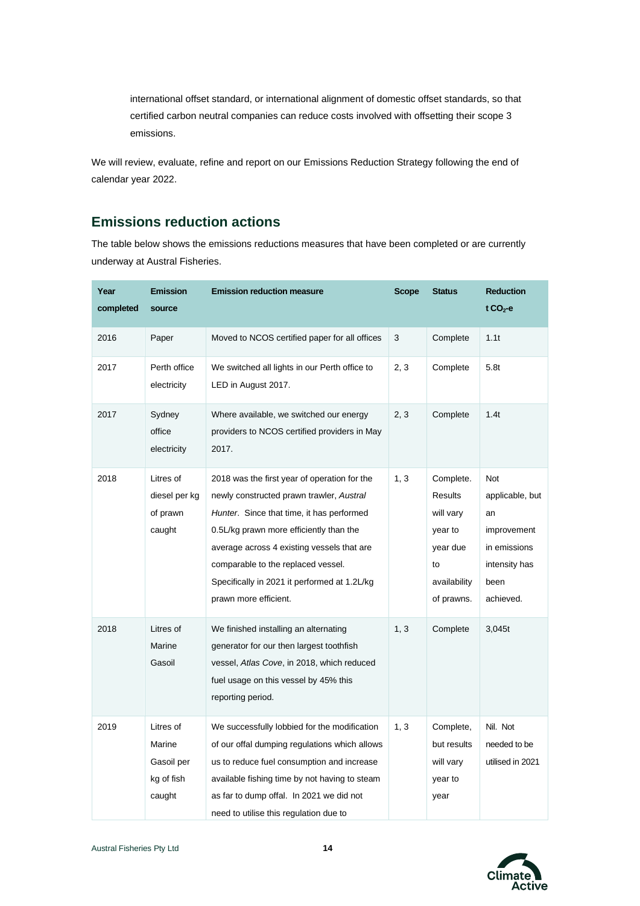international offset standard, or international alignment of domestic offset standards, so that certified carbon neutral companies can reduce costs involved with offsetting their scope 3 emissions.

We will review, evaluate, refine and report on our Emissions Reduction Strategy following the end of calendar year 2022.

## Emissions reduction actions

The table below shows the emissions reductions measures that have been completed or are currently underway at Austral Fisheries.

| Year completed | Emission source | Emission reduction measure | Scope | Status | Reduction t $CO_2$-e |
|---|---|---|---|---|---|
| 2016 | Paper | Moved to NCOS certified paper for all offices | 3 | Complete | 1.1t |
| 2017 | Perth office electricity | We switched all lights in our Perth office to LED in August 2017. | 2, 3 | Complete | 5.8t |
| 2017 | Sydney office electricity | Where available, we switched our energy providers to NCOS certified providers in May 2017. | 2, 3 | Complete | 1.4t |
| 2018 | Litres of diesel per kg of prawn caught | 2018 was the first year of operation for the newly constructed prawn trawler, *Austral Hunter*. Since that time, it has performed 0.5L/kg prawn more efficiently than the average across 4 existing vessels that are comparable to the replaced vessel. Specifically in 2021 it performed at 1.2L/kg prawn more efficient. | 1, 3 | Complete. Results will vary year to year due to availability of prawns. | Not applicable, but an improvement in emissions intensity has been achieved. |
| 2018 | Litres of Marine Gasoil | We finished installing an alternating generator for our then largest toothfish vessel, *Atlas Cove*, in 2018, which reduced fuel usage on this vessel by 45% this reporting period. | 1, 3 | Complete | 3,045t |
| 2019 | Litres of Marine Gasoil per kg of fish caught | We successfully lobbied for the modification of our offal dumping regulations which allows us to reduce fuel consumption and increase available fishing time by not having to steam as far to dump offal. In 2021 we did not need to utilise this regulation due to | 1, 3 | Complete, but results will vary year to year | Nil. Not needed to be utilised in 2021 |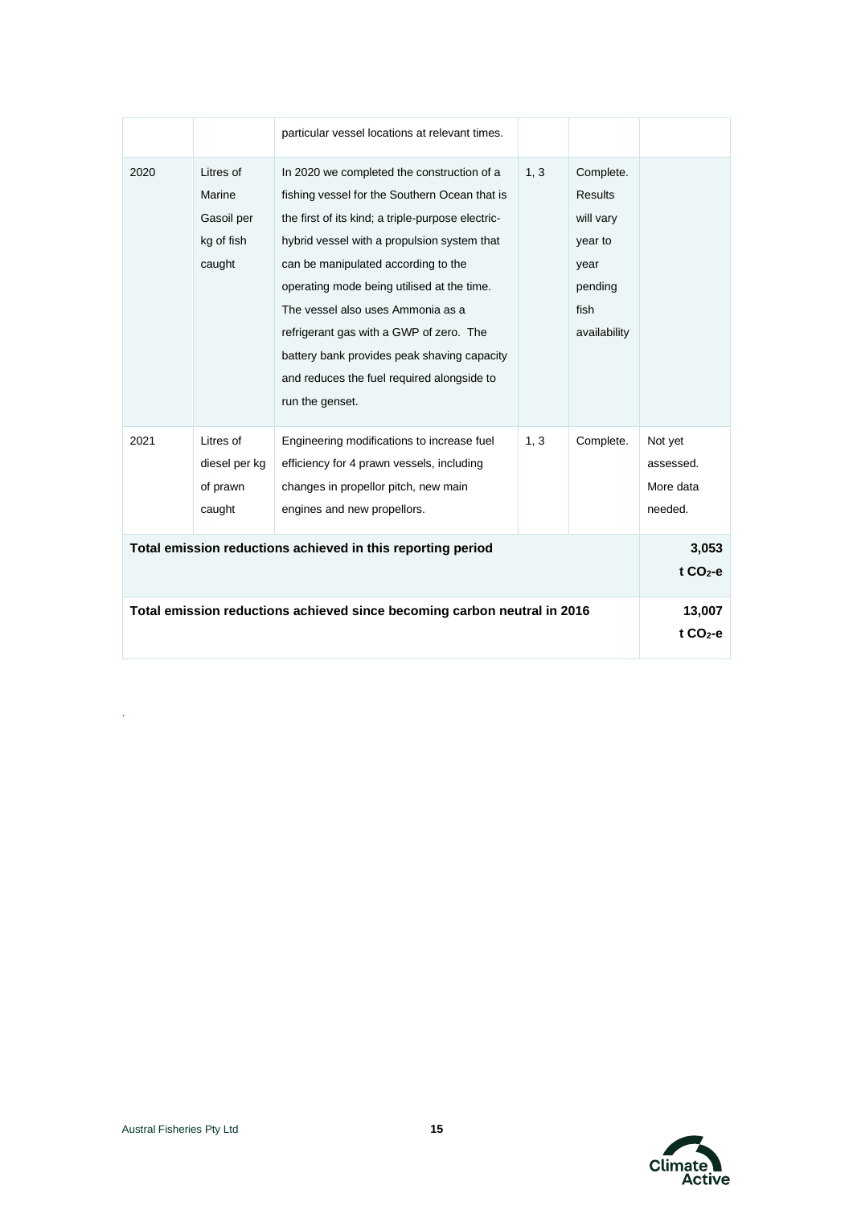|  |  | particular vessel locations at relevant times. |  |  |  |
|---|---|---|---|---|---|
| 2020 | Litres of Marine Gasoil per kg of fish caught | In 2020 we completed the construction of a fishing vessel for the Southern Ocean that is the first of its kind; a triple-purpose electric-hybrid vessel with a propulsion system that can be manipulated according to the operating mode being utilised at the time. The vessel also uses Ammonia as a refrigerant gas with a GWP of zero. The battery bank provides peak shaving capacity and reduces the fuel required alongside to run the genset. | 1, 3 | Complete. Results will vary year to year pending fish availability |  |
| 2021 | Litres of diesel per kg of prawn caught | Engineering modifications to increase fuel efficiency for 4 prawn vessels, including changes in propellor pitch, new main engines and new propellors. | 1, 3 | Complete. | Not yet assessed. More data needed. |
| **Total emission reductions achieved in this reporting period** |  |  |  |  | **3,053 t $CO_2$-e** |
| **Total emission reductions achieved since becoming carbon neutral in 2016** |  |  |  |  | **13,007 t $CO_2$-e** |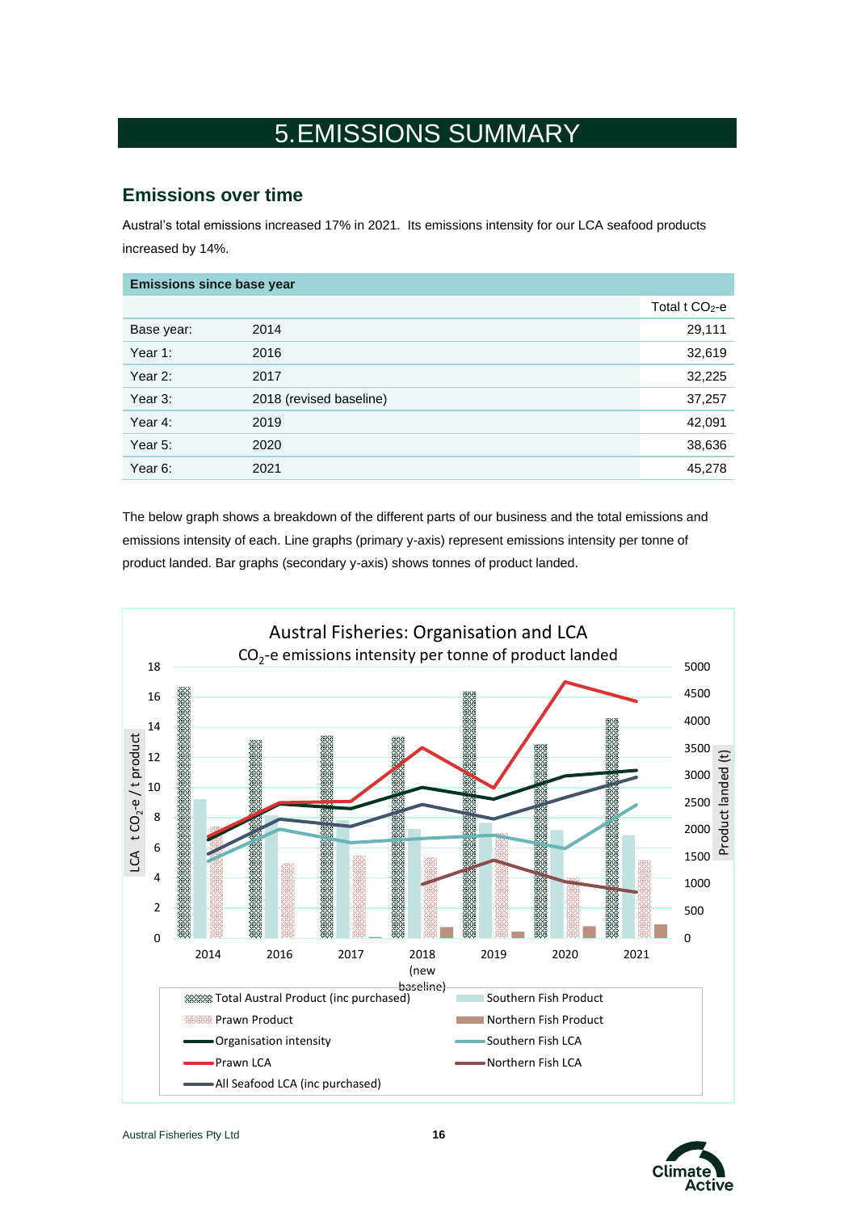# 5. EMISSIONS SUMMARY

## Emissions over time

Austral's total emissions increased 17% in 2021. Its emissions intensity for our LCA seafood products increased by 14%.

| Emissions since base year | | |
|---|---|---|
| | | Total t $CO_2$-e |
| Base year: | 2014 | 29,111 |
| Year 1: | 2016 | 32,619 |
| Year 2: | 2017 | 32,225 |
| Year 3: | 2018 (revised baseline) | 37,257 |
| Year 4: | 2019 | 42,091 |
| Year 5: | 2020 | 38,636 |
| Year 6: | 2021 | 45,278 |

The below graph shows a breakdown of the different parts of our business and the total emissions and emissions intensity of each. Line graphs (primary y-axis) represent emissions intensity per tonne of product landed. Bar graphs (secondary y-axis) shows tonnes of product landed.

Austral Fisheries: Organisation and LCA

$CO_2$-e emissions intensity per tonne of product landed

Legend: Total Austral Product (inc purchased); Southern Fish Product; Prawn Product; Northern Fish Product; Organisation intensity; Southern Fish LCA; Prawn LCA; Northern Fish LCA; All Seafood LCA (inc purchased)

Primary y-axis: LCA t $CO_2$-e / t product. Secondary y-axis: Product landed (t). X-axis: 2014, 2016, 2017, 2018 (new baseline), 2019, 2020, 2021.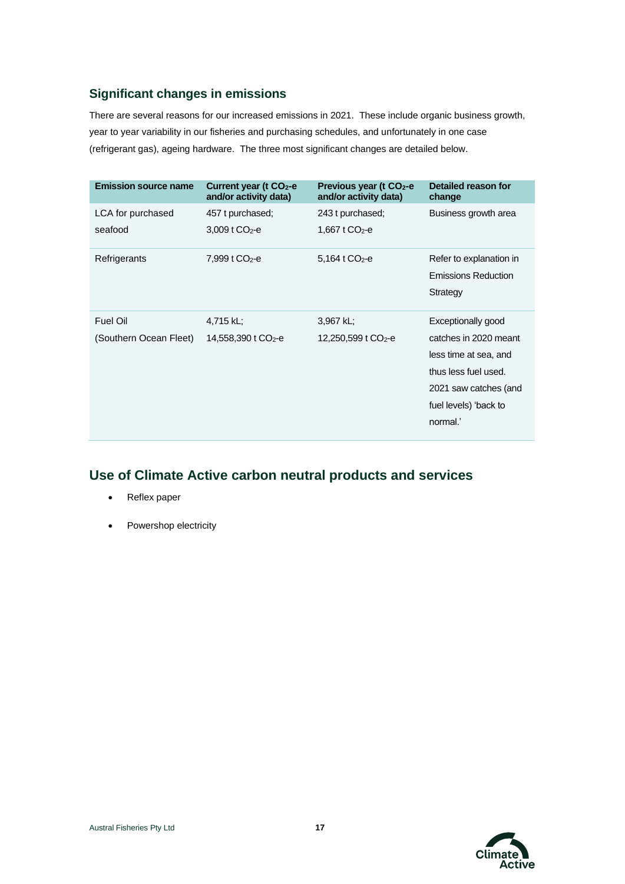## Significant changes in emissions

There are several reasons for our increased emissions in 2021. These include organic business growth, year to year variability in our fisheries and purchasing schedules, and unfortunately in one case (refrigerant gas), ageing hardware. The three most significant changes are detailed below.

| Emission source name | Current year (t $CO_2$-e and/or activity data) | Previous year (t $CO_2$-e and/or activity data) | Detailed reason for change |
|---|---|---|---|
| LCA for purchased seafood | 457 t purchased; 3,009 t $CO_2$-e | 243 t purchased; 1,667 t $CO_2$-e | Business growth area |
| Refrigerants | 7,999 t $CO_2$-e | 5,164 t $CO_2$-e | Refer to explanation in Emissions Reduction Strategy |
| Fuel Oil (Southern Ocean Fleet) | 4,715 kL; 14,558,390 t $CO_2$-e | 3,967 kL; 12,250,599 t $CO_2$-e | Exceptionally good catches in 2020 meant less time at sea, and thus less fuel used. 2021 saw catches (and fuel levels) 'back to normal.' |

## Use of Climate Active carbon neutral products and services

- Reflex paper
- Powershop electricity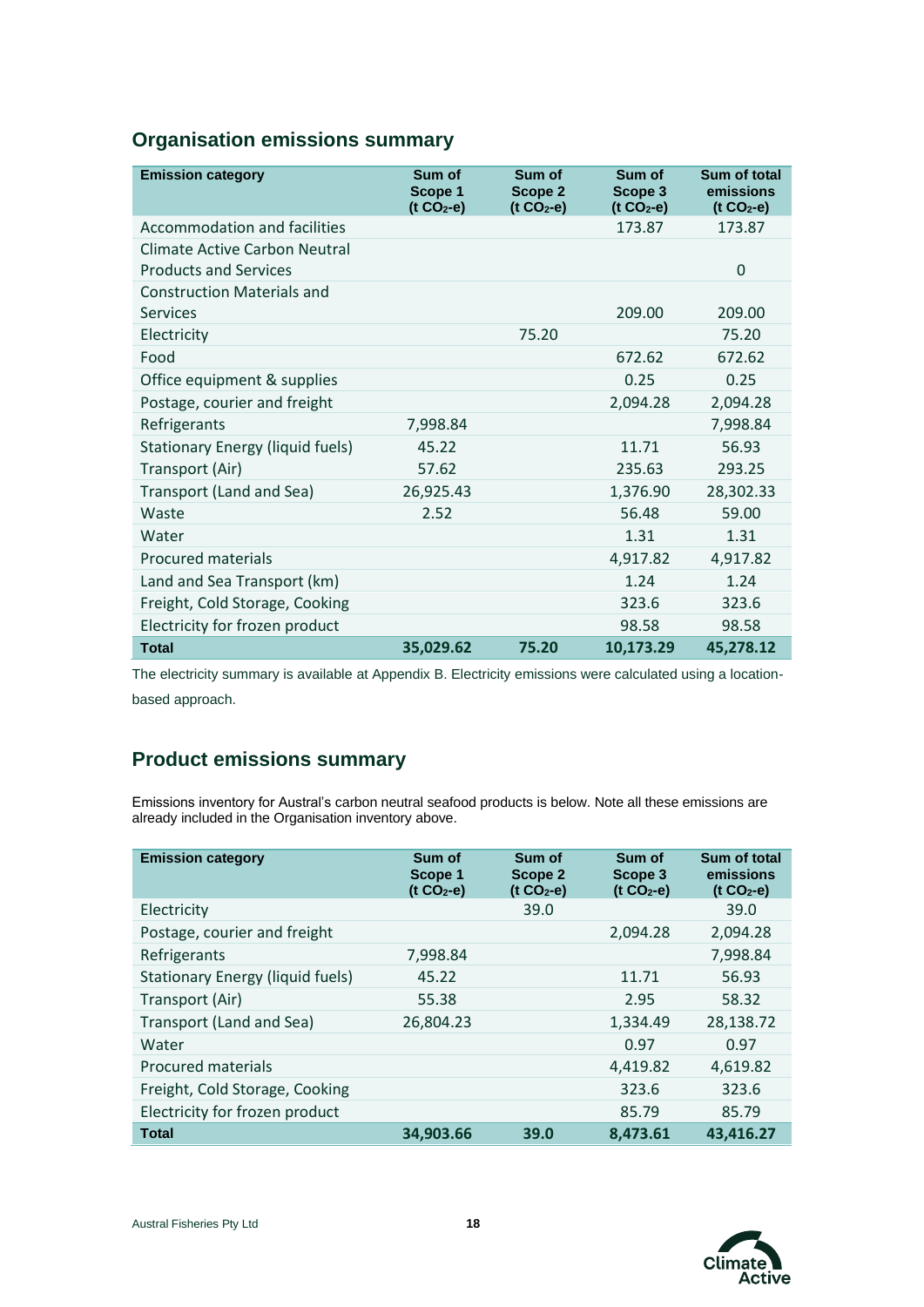## Organisation emissions summary

| Emission category | Sum of Scope 1 (t $CO_2$-e) | Sum of Scope 2 (t $CO_2$-e) | Sum of Scope 3 (t $CO_2$-e) | Sum of total emissions (t $CO_2$-e) |
|---|---|---|---|---|
| Accommodation and facilities | | | 173.87 | 173.87 |
| Climate Active Carbon Neutral Products and Services | | | | 0 |
| Construction Materials and Services | | | 209.00 | 209.00 |
| Electricity | | 75.20 | | 75.20 |
| Food | | | 672.62 | 672.62 |
| Office equipment & supplies | | | 0.25 | 0.25 |
| Postage, courier and freight | | | 2,094.28 | 2,094.28 |
| Refrigerants | 7,998.84 | | | 7,998.84 |
| Stationary Energy (liquid fuels) | 45.22 | | 11.71 | 56.93 |
| Transport (Air) | 57.62 | | 235.63 | 293.25 |
| Transport (Land and Sea) | 26,925.43 | | 1,376.90 | 28,302.33 |
| Waste | 2.52 | | 56.48 | 59.00 |
| Water | | | 1.31 | 1.31 |
| Procured materials | | | 4,917.82 | 4,917.82 |
| Land and Sea Transport (km) | | | 1.24 | 1.24 |
| Freight, Cold Storage, Cooking | | | 323.6 | 323.6 |
| Electricity for frozen product | | | 98.58 | 98.58 |
| **Total** | **35,029.62** | **75.20** | **10,173.29** | **45,278.12** |

The electricity summary is available at Appendix B. Electricity emissions were calculated using a location-based approach.

## Product emissions summary

Emissions inventory for Austral's carbon neutral seafood products is below. Note all these emissions are already included in the Organisation inventory above.

| Emission category | Sum of Scope 1 (t $CO_2$-e) | Sum of Scope 2 (t $CO_2$-e) | Sum of Scope 3 (t $CO_2$-e) | Sum of total emissions (t $CO_2$-e) |
|---|---|---|---|---|
| Electricity | | 39.0 | | 39.0 |
| Postage, courier and freight | | | 2,094.28 | 2,094.28 |
| Refrigerants | 7,998.84 | | | 7,998.84 |
| Stationary Energy (liquid fuels) | 45.22 | | 11.71 | 56.93 |
| Transport (Air) | 55.38 | | 2.95 | 58.32 |
| Transport (Land and Sea) | 26,804.23 | | 1,334.49 | 28,138.72 |
| Water | | | 0.97 | 0.97 |
| Procured materials | | | 4,419.82 | 4,619.82 |
| Freight, Cold Storage, Cooking | | | 323.6 | 323.6 |
| Electricity for frozen product | | | 85.79 | 85.79 |
| **Total** | **34,903.66** | **39.0** | **8,473.61** | **43,416.27** |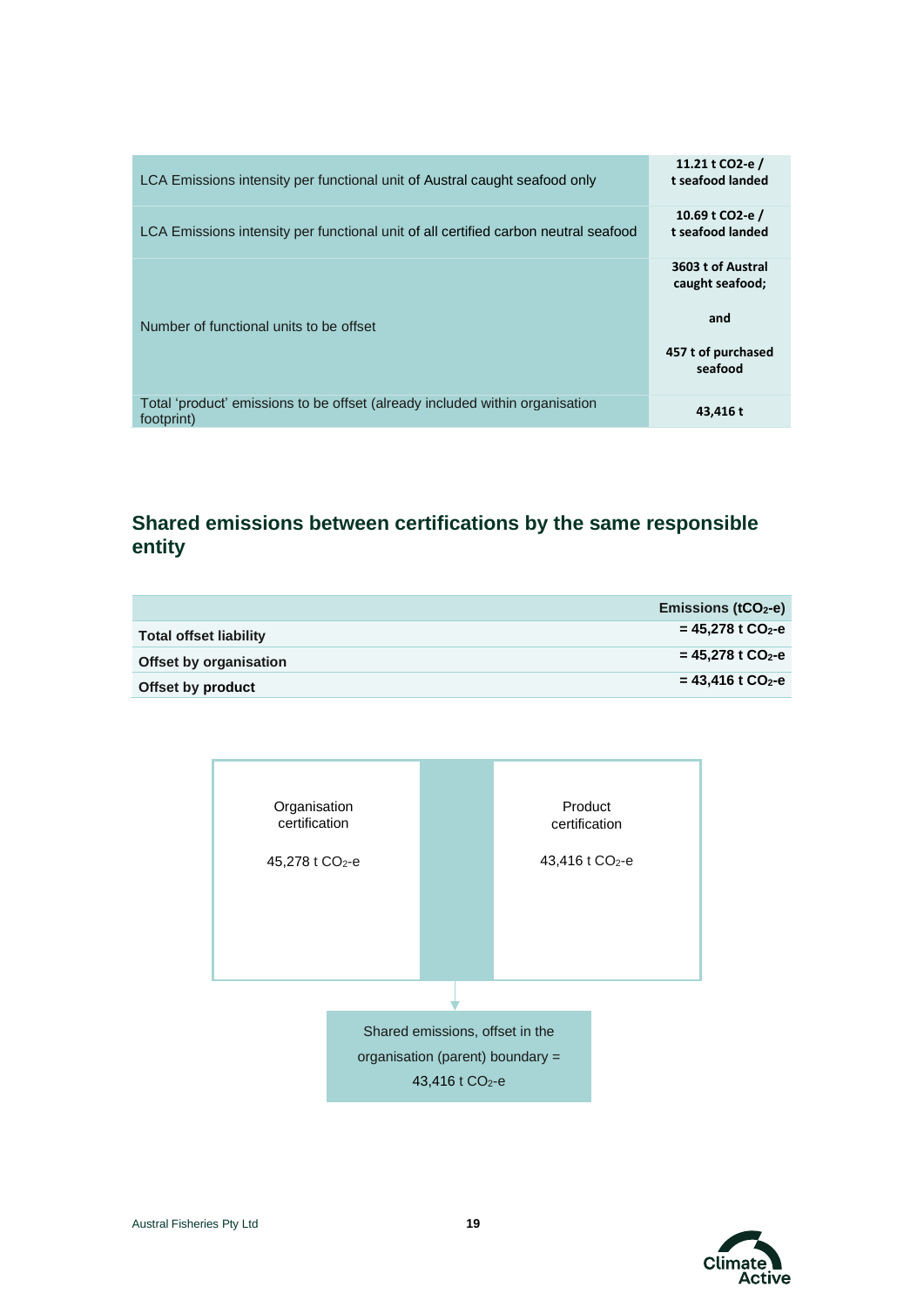| | |
|---|---|
| LCA Emissions intensity per functional unit of Austral caught seafood only | 11.21 t CO2-e / t seafood landed |
| LCA Emissions intensity per functional unit of all certified carbon neutral seafood | 10.69 t CO2-e / t seafood landed |
| Number of functional units to be offset | 3603 t of Austral caught seafood; and 457 t of purchased seafood |
| Total 'product' emissions to be offset (already included within organisation footprint) | 43,416 t |

## Shared emissions between certifications by the same responsible entity

| | Emissions ($tCO_2$-e) |
|---|---|
| **Total offset liability** | **= 45,278 t $CO_2$-e** |
| **Offset by organisation** | **= 45,278 t $CO_2$-e** |
| **Offset by product** | **= 43,416 t $CO_2$-e** |

Organisation certification

45,278 t $CO_2$-e

Product certification

43,416 t $CO_2$-e

Shared emissions, offset in the organisation (parent) boundary = 43,416 t $CO_2$-e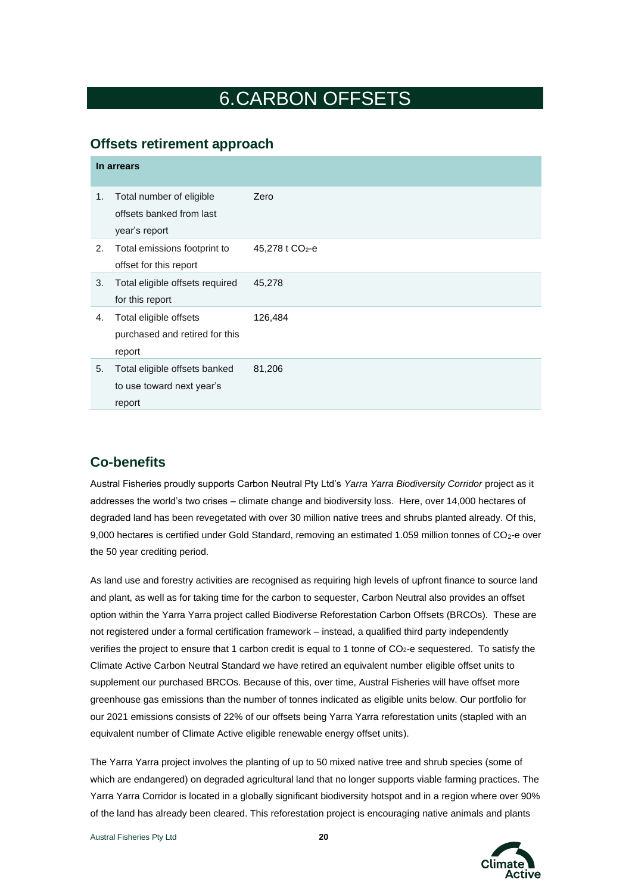# 6. CARBON OFFSETS

## Offsets retirement approach

| In arrears | | |
|---|---|---|
| 1. | Total number of eligible offsets banked from last year's report | Zero |
| 2. | Total emissions footprint to offset for this report | 45,278 t $CO_2$-e |
| 3. | Total eligible offsets required for this report | 45,278 |
| 4. | Total eligible offsets purchased and retired for this report | 126,484 |
| 5. | Total eligible offsets banked to use toward next year's report | 81,206 |

## Co-benefits

Austral Fisheries proudly supports Carbon Neutral Pty Ltd's *Yarra Yarra Biodiversity Corridor* project as it addresses the world's two crises – climate change and biodiversity loss. Here, over 14,000 hectares of degraded land has been revegetated with over 30 million native trees and shrubs planted already. Of this, 9,000 hectares is certified under Gold Standard, removing an estimated 1.059 million tonnes of $CO_2$-e over the 50 year crediting period.

As land use and forestry activities are recognised as requiring high levels of upfront finance to source land and plant, as well as for taking time for the carbon to sequester, Carbon Neutral also provides an offset option within the Yarra Yarra project called Biodiverse Reforestation Carbon Offsets (BRCOs). These are not registered under a formal certification framework – instead, a qualified third party independently verifies the project to ensure that 1 carbon credit is equal to 1 tonne of $CO_2$-e sequestered. To satisfy the Climate Active Carbon Neutral Standard we have retired an equivalent number eligible offset units to supplement our purchased BRCOs. Because of this, over time, Austral Fisheries will have offset more greenhouse gas emissions than the number of tonnes indicated as eligible units below. Our portfolio for our 2021 emissions consists of 22% of our offsets being Yarra Yarra reforestation units (stapled with an equivalent number of Climate Active eligible renewable energy offset units).

The Yarra Yarra project involves the planting of up to 50 mixed native tree and shrub species (some of which are endangered) on degraded agricultural land that no longer supports viable farming practices. The Yarra Yarra Corridor is located in a globally significant biodiversity hotspot and in a region where over 90% of the land has already been cleared. This reforestation project is encouraging native animals and plants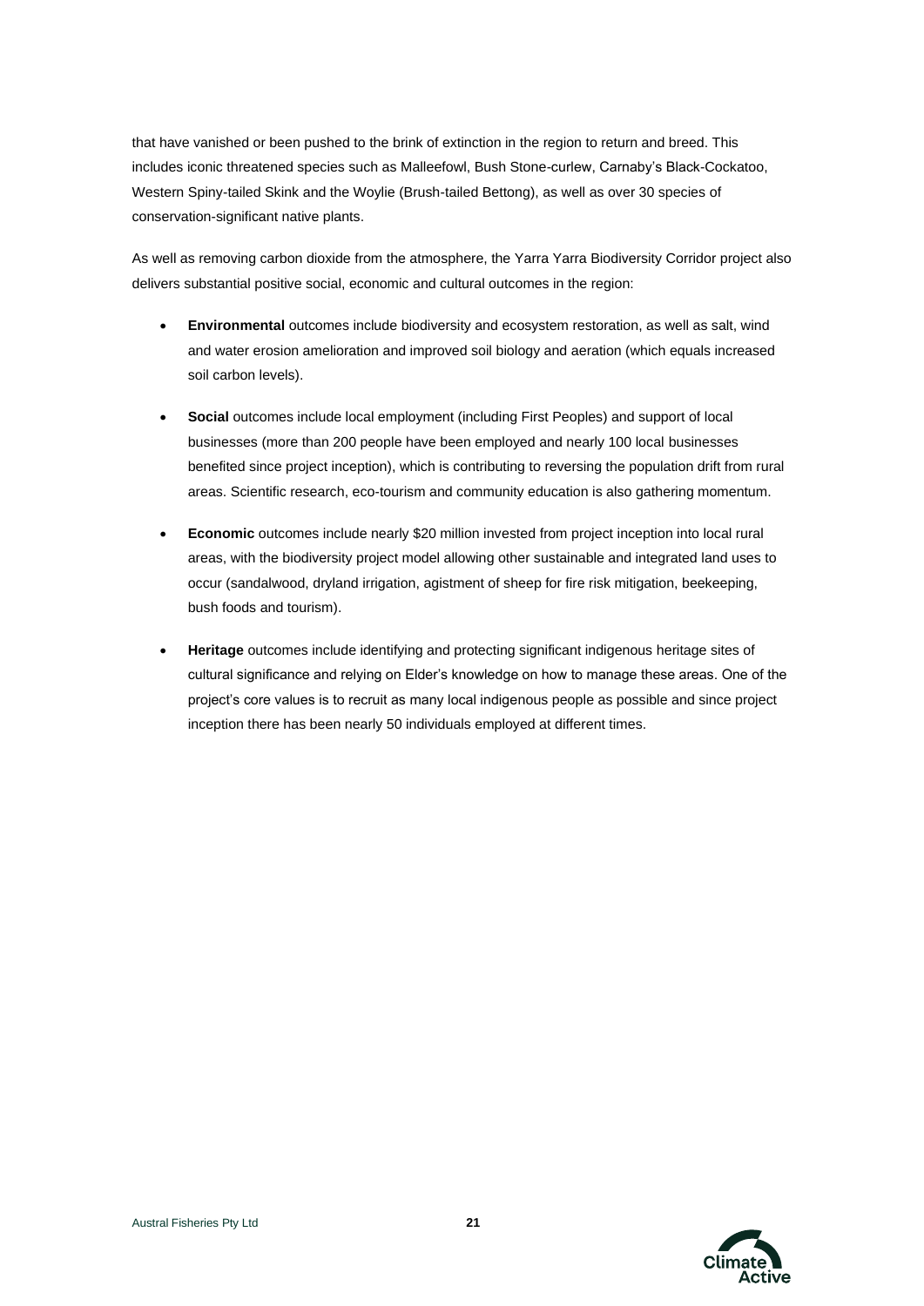that have vanished or been pushed to the brink of extinction in the region to return and breed. This includes iconic threatened species such as Malleefowl, Bush Stone-curlew, Carnaby's Black-Cockatoo, Western Spiny-tailed Skink and the Woylie (Brush-tailed Bettong), as well as over 30 species of conservation-significant native plants.

As well as removing carbon dioxide from the atmosphere, the Yarra Yarra Biodiversity Corridor project also delivers substantial positive social, economic and cultural outcomes in the region:

- **Environmental** outcomes include biodiversity and ecosystem restoration, as well as salt, wind and water erosion amelioration and improved soil biology and aeration (which equals increased soil carbon levels).
- **Social** outcomes include local employment (including First Peoples) and support of local businesses (more than 200 people have been employed and nearly 100 local businesses benefited since project inception), which is contributing to reversing the population drift from rural areas. Scientific research, eco-tourism and community education is also gathering momentum.
- **Economic** outcomes include nearly $20 million invested from project inception into local rural areas, with the biodiversity project model allowing other sustainable and integrated land uses to occur (sandalwood, dryland irrigation, agistment of sheep for fire risk mitigation, beekeeping, bush foods and tourism).
- **Heritage** outcomes include identifying and protecting significant indigenous heritage sites of cultural significance and relying on Elder's knowledge on how to manage these areas. One of the project's core values is to recruit as many local indigenous people as possible and since project inception there has been nearly 50 individuals employed at different times.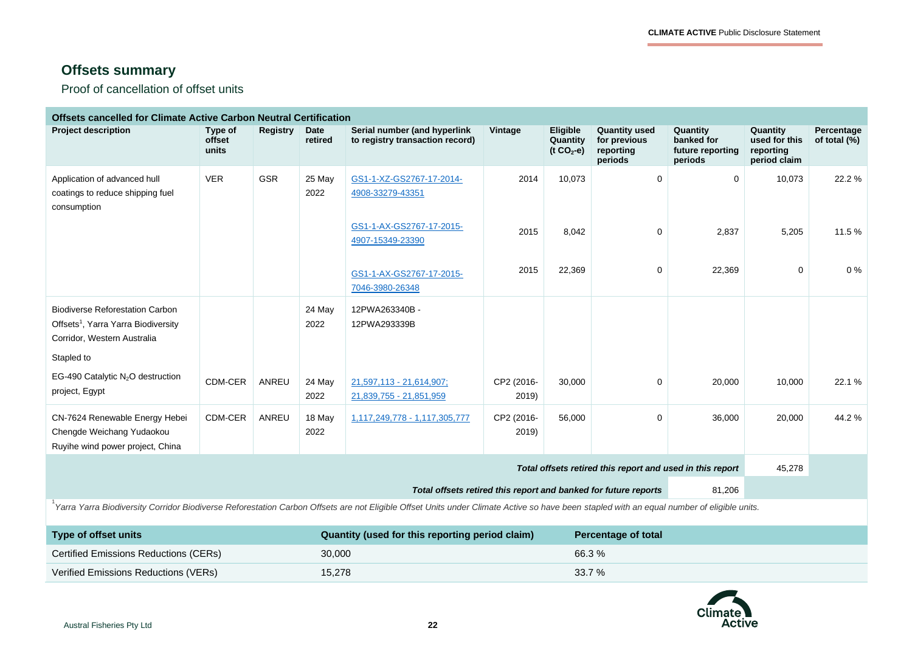## Offsets summary

Proof of cancellation of offset units

| Offsets cancelled for Climate Active Carbon Neutral Certification | | | | | | | | | | |
|---|---|---|---|---|---|---|---|---|---|---|
| **Project description** | **Type of offset units** | **Registry** | **Date retired** | **Serial number (and hyperlink to registry transaction record)** | **Vintage** | **Eligible Quantity ($t\ CO_2$-e)** | **Quantity used for previous reporting periods** | **Quantity banked for future reporting periods** | **Quantity used for this reporting period claim** | **Percentage of total (%)** |
| Application of advanced hull coatings to reduce shipping fuel consumption | VER | GSR | 25 May 2022 | GS1-1-XZ-GS2767-17-2014-4908-33279-43351 | 2014 | 10,073 | 0 | 0 | 10,073 | 22.2 % |
| | | | | GS1-1-AX-GS2767-17-2015-4907-15349-23390 | 2015 | 8,042 | 0 | 2,837 | 5,205 | 11.5 % |
| | | | | GS1-1-AX-GS2767-17-2015-7046-3980-26348 | 2015 | 22,369 | 0 | 22,369 | 0 | 0 % |
| Biodiverse Reforestation Carbon Offsets[1], Yarra Yarra Biodiversity Corridor, Western Australia | | | 24 May 2022 | 12PWA263340B - 12PWA293339B | | | | | | |
| Stapled to EG-490 Catalytic $N_2O$ destruction project, Egypt | CDM-CER | ANREU | 24 May 2022 | 21,597,113 - 21,614,907; 21,839,755 - 21,851,959 | CP2 (2016-2019) | 30,000 | 0 | 20,000 | 10,000 | 22.1 % |
| CN-7624 Renewable Energy Hebei Chengde Weichang Yudaokou Ruyihe wind power project, China | CDM-CER | ANREU | 18 May 2022 | 1,117,249,778 - 1,117,305,777 | CP2 (2016-2019) | 56,000 | 0 | 36,000 | 20,000 | 44.2 % |
| | | | | | | | | ***Total offsets retired this report and used in this report*** | 45,278 | |
| | | | | | | | ***Total offsets retired this report and banked for future reports*** | 81,206 | | |

[1] *Yarra Yarra Biodiversity Corridor Biodiverse Reforestation Carbon Offsets are not Eligible Offset Units under Climate Active so have been stapled with an equal number of eligible units.*

| Type of offset units | Quantity (used for this reporting period claim) | Percentage of total |
|---|---|---|
| Certified Emissions Reductions (CERs) | 30,000 | 66.3 % |
| Verified Emissions Reductions (VERs) | 15,278 | 33.7 % |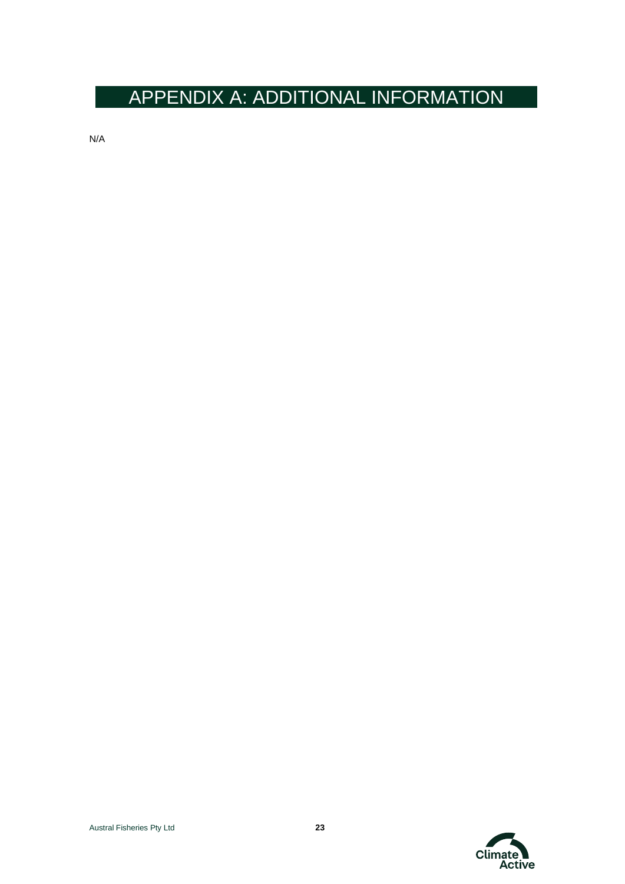# APPENDIX A: ADDITIONAL INFORMATION

N/A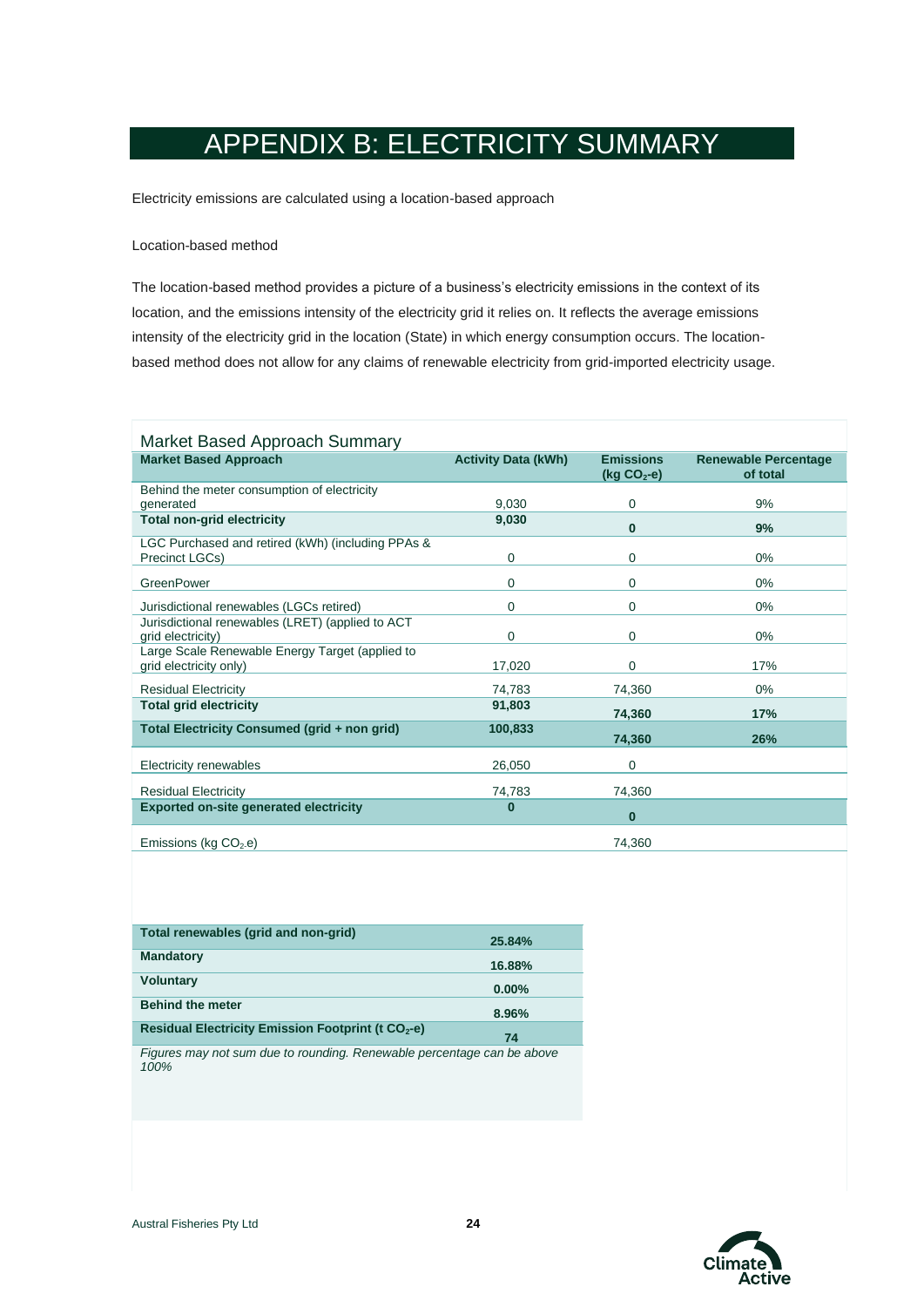# APPENDIX B: ELECTRICITY SUMMARY

Electricity emissions are calculated using a location-based approach

Location-based method

The location-based method provides a picture of a business's electricity emissions in the context of its location, and the emissions intensity of the electricity grid it relies on. It reflects the average emissions intensity of the electricity grid in the location (State) in which energy consumption occurs. The location-based method does not allow for any claims of renewable electricity from grid-imported electricity usage.

Market Based Approach Summary

| Market Based Approach | Activity Data (kWh) | Emissions (kg $CO_2$-e) | Renewable Percentage of total |
|---|---|---|---|
| Behind the meter consumption of electricity generated | 9,030 | 0 | 9% |
| **Total non-grid electricity** | **9,030** | **0** | **9%** |
| LGC Purchased and retired (kWh) (including PPAs & Precinct LGCs) | 0 | 0 | 0% |
| GreenPower | 0 | 0 | 0% |
| Jurisdictional renewables (LGCs retired) | 0 | 0 | 0% |
| Jurisdictional renewables (LRET) (applied to ACT grid electricity) | 0 | 0 | 0% |
| Large Scale Renewable Energy Target (applied to grid electricity only) | 17,020 | 0 | 17% |
| Residual Electricity | 74,783 | 74,360 | 0% |
| **Total grid electricity** | **91,803** | **74,360** | **17%** |
| **Total Electricity Consumed (grid + non grid)** | **100,833** | **74,360** | **26%** |
| Electricity renewables | 26,050 | 0 | |
| Residual Electricity | 74,783 | 74,360 | |
| **Exported on-site generated electricity** | **0** | **0** | |
| Emissions (kg $CO_2$-e) | | 74,360 | |

| | |
|---|---|
| **Total renewables (grid and non-grid)** | **25.84%** |
| **Mandatory** | **16.88%** |
| **Voluntary** | **0.00%** |
| **Behind the meter** | **8.96%** |
| **Residual Electricity Emission Footprint (t $CO_2$-e)** | **74** |

*Figures may not sum due to rounding. Renewable percentage can be above 100%*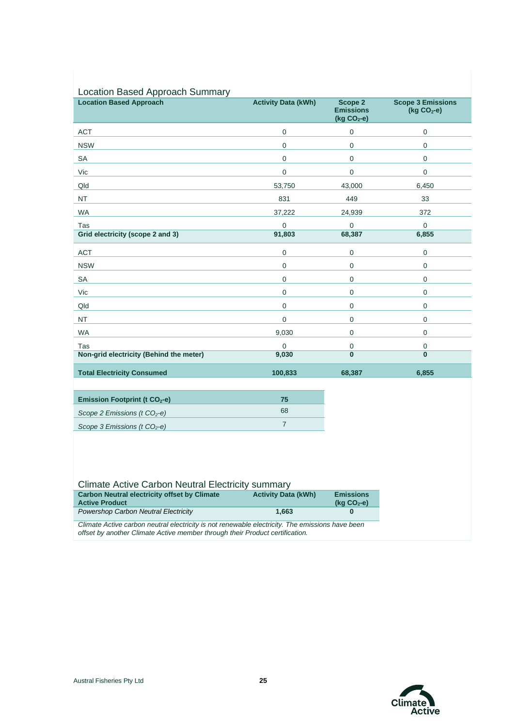## Location Based Approach Summary

| Location Based Approach | Activity Data (kWh) | Scope 2 Emissions (kg $CO_2$-e) | Scope 3 Emissions (kg $CO_2$-e) |
|---|---|---|---|
| ACT | 0 | 0 | 0 |
| NSW | 0 | 0 | 0 |
| SA | 0 | 0 | 0 |
| Vic | 0 | 0 | 0 |
| Qld | 53,750 | 43,000 | 6,450 |
| NT | 831 | 449 | 33 |
| WA | 37,222 | 24,939 | 372 |
| Tas | 0 | 0 | 0 |
| **Grid electricity (scope 2 and 3)** | **91,803** | **68,387** | **6,855** |
| ACT | 0 | 0 | 0 |
| NSW | 0 | 0 | 0 |
| SA | 0 | 0 | 0 |
| Vic | 0 | 0 | 0 |
| Qld | 0 | 0 | 0 |
| NT | 0 | 0 | 0 |
| WA | 9,030 | 0 | 0 |
| Tas | 0 | 0 | 0 |
| **Non-grid electricity (Behind the meter)** | **9,030** | **0** | **0** |
| **Total Electricity Consumed** | **100,833** | **68,387** | **6,855** |

| Emission Footprint (t $CO_2$-e) | 75 |
|---|---|
| *Scope 2 Emissions (t $CO_2$-e)* | 68 |
| *Scope 3 Emissions (t $CO_2$-e)* | 7 |

## Climate Active Carbon Neutral Electricity summary

| Carbon Neutral electricity offset by Climate Active Product | Activity Data (kWh) | Emissions (kg $CO_2$-e) |
|---|---|---|
| *Powershop Carbon Neutral Electricity* | **1,663** | **0** |

*Climate Active carbon neutral electricity is not renewable electricity. The emissions have been offset by another Climate Active member through their Product certification.*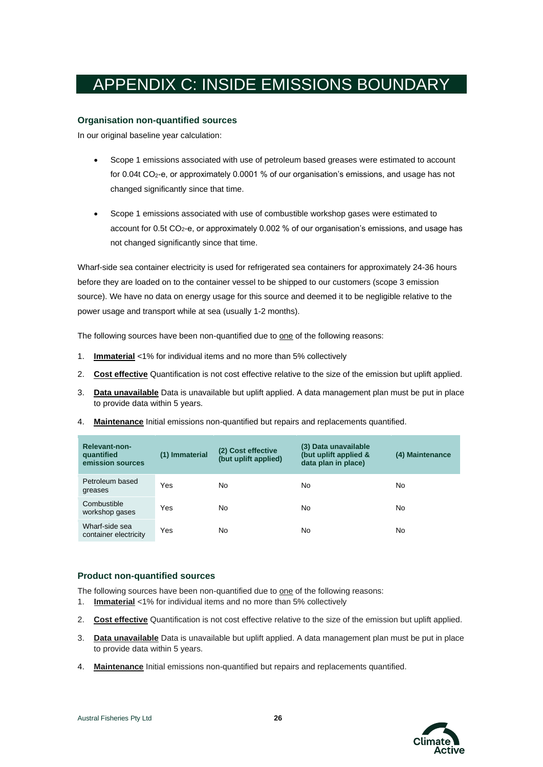# APPENDIX C: INSIDE EMISSIONS BOUNDARY

### Organisation non-quantified sources

In our original baseline year calculation:

- Scope 1 emissions associated with use of petroleum based greases were estimated to account for 0.04t $CO_2$-e, or approximately 0.0001 % of our organisation's emissions, and usage has not changed significantly since that time.
- Scope 1 emissions associated with use of combustible workshop gases were estimated to account for 0.5t $CO_2$-e, or approximately 0.002 % of our organisation's emissions, and usage has not changed significantly since that time.

Wharf-side sea container electricity is used for refrigerated sea containers for approximately 24-36 hours before they are loaded on to the container vessel to be shipped to our customers (scope 3 emission source). We have no data on energy usage for this source and deemed it to be negligible relative to the power usage and transport while at sea (usually 1-2 months).

The following sources have been non-quantified due to one of the following reasons:

1. **Immaterial** <1% for individual items and no more than 5% collectively
2. **Cost effective** Quantification is not cost effective relative to the size of the emission but uplift applied.
3. **Data unavailable** Data is unavailable but uplift applied. A data management plan must be put in place to provide data within 5 years.
4. **Maintenance** Initial emissions non-quantified but repairs and replacements quantified.

| Relevant-non-quantified emission sources | (1) Immaterial | (2) Cost effective (but uplift applied) | (3) Data unavailable (but uplift applied & data plan in place) | (4) Maintenance |
|---|---|---|---|---|
| Petroleum based greases | Yes | No | No | No |
| Combustible workshop gases | Yes | No | No | No |
| Wharf-side sea container electricity | Yes | No | No | No |

### Product non-quantified sources

The following sources have been non-quantified due to one of the following reasons:

1. **Immaterial** <1% for individual items and no more than 5% collectively
2. **Cost effective** Quantification is not cost effective relative to the size of the emission but uplift applied.
3. **Data unavailable** Data is unavailable but uplift applied. A data management plan must be put in place to provide data within 5 years.
4. **Maintenance** Initial emissions non-quantified but repairs and replacements quantified.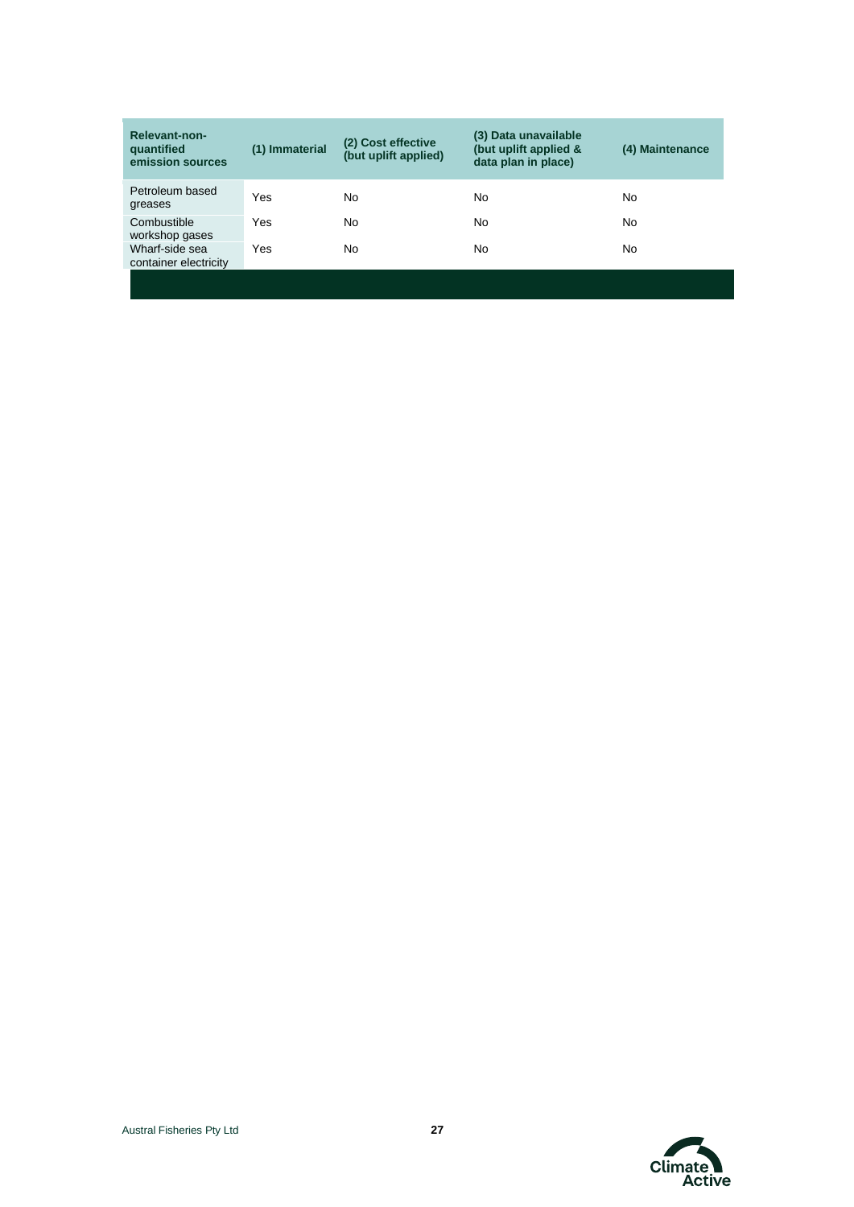| Relevant-non-quantified emission sources | (1) Immaterial | (2) Cost effective (but uplift applied) | (3) Data unavailable (but uplift applied & data plan in place) | (4) Maintenance |
|---|---|---|---|---|
| Petroleum based greases | Yes | No | No | No |
| Combustible workshop gases | Yes | No | No | No |
| Wharf-side sea container electricity | Yes | No | No | No |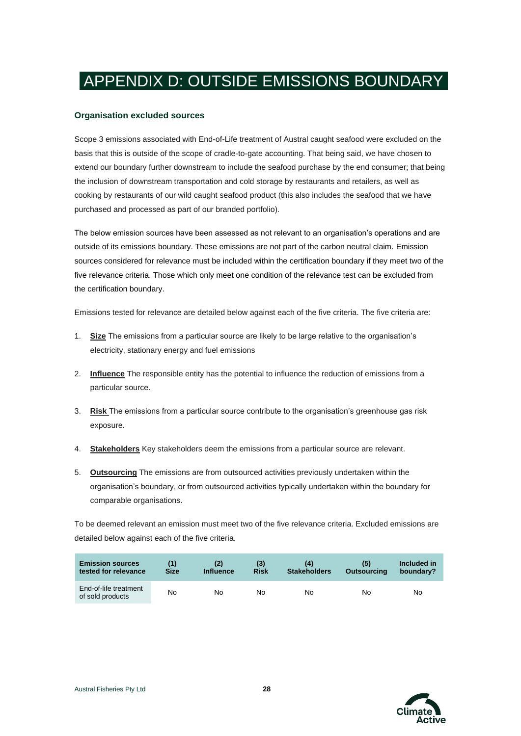# APPENDIX D: OUTSIDE EMISSIONS BOUNDARY

### Organisation excluded sources

Scope 3 emissions associated with End-of-Life treatment of Austral caught seafood were excluded on the basis that this is outside of the scope of cradle-to-gate accounting. That being said, we have chosen to extend our boundary further downstream to include the seafood purchase by the end consumer; that being the inclusion of downstream transportation and cold storage by restaurants and retailers, as well as cooking by restaurants of our wild caught seafood product (this also includes the seafood that we have purchased and processed as part of our branded portfolio).

The below emission sources have been assessed as not relevant to an organisation's operations and are outside of its emissions boundary. These emissions are not part of the carbon neutral claim. Emission sources considered for relevance must be included within the certification boundary if they meet two of the five relevance criteria. Those which only meet one condition of the relevance test can be excluded from the certification boundary.

Emissions tested for relevance are detailed below against each of the five criteria. The five criteria are:

1. **Size** The emissions from a particular source are likely to be large relative to the organisation's electricity, stationary energy and fuel emissions
2. **Influence** The responsible entity has the potential to influence the reduction of emissions from a particular source.
3. **Risk** The emissions from a particular source contribute to the organisation's greenhouse gas risk exposure.
4. **Stakeholders** Key stakeholders deem the emissions from a particular source are relevant.
5. **Outsourcing** The emissions are from outsourced activities previously undertaken within the organisation's boundary, or from outsourced activities typically undertaken within the boundary for comparable organisations.

To be deemed relevant an emission must meet two of the five relevance criteria. Excluded emissions are detailed below against each of the five criteria.

| Emission sources tested for relevance | (1) Size | (2) Influence | (3) Risk | (4) Stakeholders | (5) Outsourcing | Included in boundary? |
|---|---|---|---|---|---|---|
| End-of-life treatment of sold products | No | No | No | No | No | No |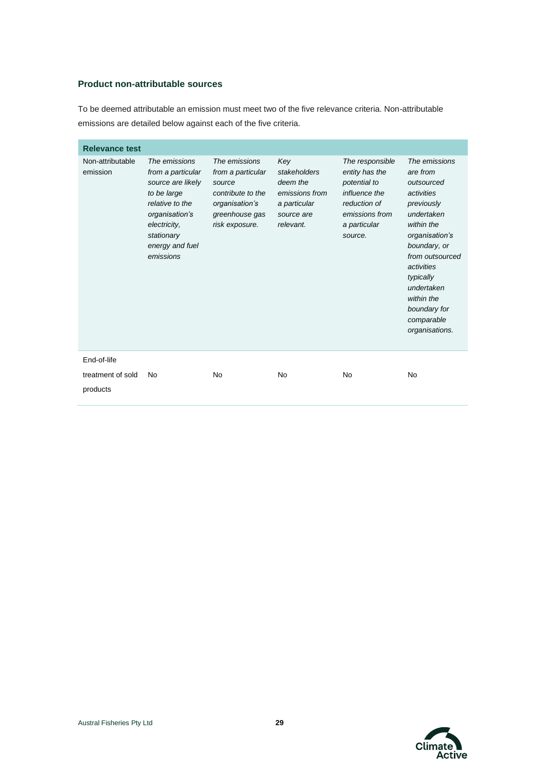### Product non-attributable sources

To be deemed attributable an emission must meet two of the five relevance criteria. Non-attributable emissions are detailed below against each of the five criteria.

| Relevance test | | | | | |
|---|---|---|---|---|---|
| Non-attributable emission | *The emissions from a particular source are likely to be large relative to the organisation's electricity, stationary energy and fuel emissions* | *The emissions from a particular source contribute to the organisation's greenhouse gas risk exposure.* | *Key stakeholders deem the emissions from a particular source are relevant.* | *The responsible entity has the potential to influence the reduction of emissions from a particular source.* | *The emissions are from outsourced activities previously undertaken within the organisation's boundary, or from outsourced activities typically undertaken within the boundary for comparable organisations.* |
| End-of-life treatment of sold products | No | No | No | No | No |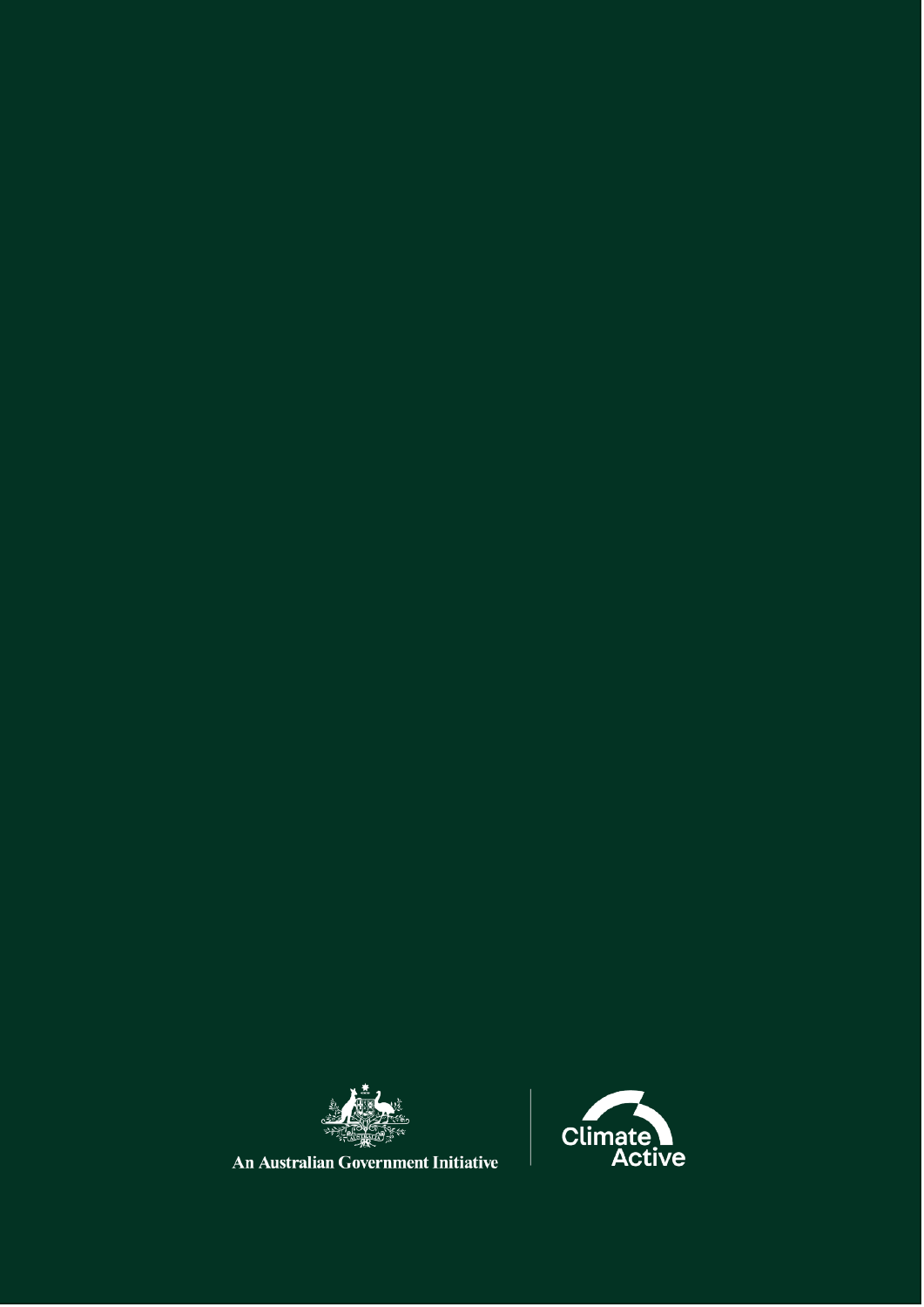An Australian Government Initiative

Climate Active